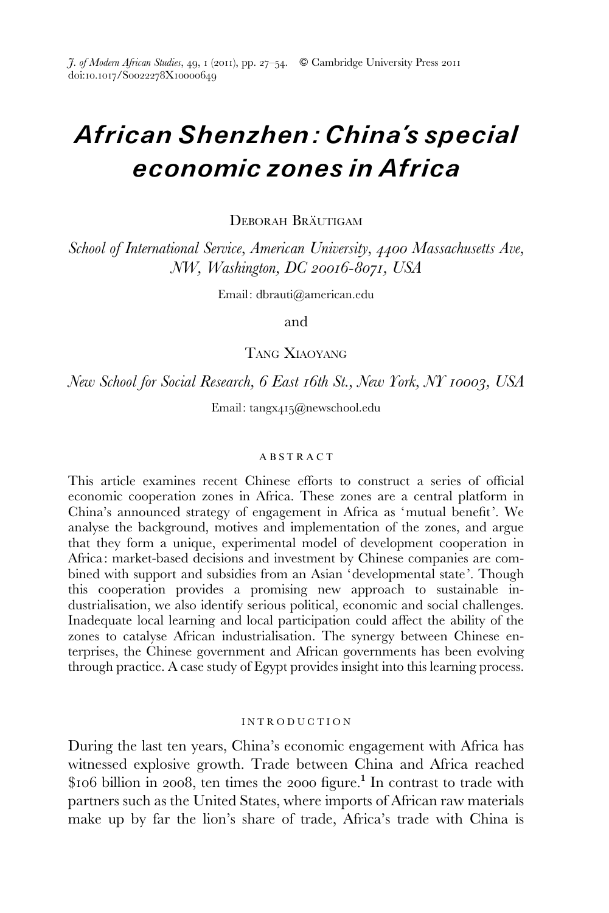*J. of Modern African Studies*, 49, 1 (2011), pp. 27–54. © Cambridge University Press 2011
doi:10.1017/S0022278X10000649

# *African Shenzhen: China's special economic zones in Africa*

DEBORAH BRÄUTIGAM

*School of International Service, American University, 4400 Massachusetts Ave, NW, Washington, DC 20016-8071, USA*

Email: dbrauti@american.edu

and

TANG XIAOYANG

*New School for Social Research, 6 East 16th St., New York, NY 10003, USA*

Email: tangx415@newschool.edu

## ABSTRACT

This article examines recent Chinese efforts to construct a series of official economic cooperation zones in Africa. These zones are a central platform in China's announced strategy of engagement in Africa as 'mutual benefit'. We analyse the background, motives and implementation of the zones, and argue that they form a unique, experimental model of development cooperation in Africa: market-based decisions and investment by Chinese companies are combined with support and subsidies from an Asian 'developmental state'. Though this cooperation provides a promising new approach to sustainable industrialisation, we also identify serious political, economic and social challenges. Inadequate local learning and local participation could affect the ability of the zones to catalyse African industrialisation. The synergy between Chinese enterprises, the Chinese government and African governments has been evolving through practice. A case study of Egypt provides insight into this learning process.

## INTRODUCTION

During the last ten years, China's economic engagement with Africa has witnessed explosive growth. Trade between China and Africa reached $106 billion in 2008, ten times the 2000 figure.[1] In contrast to trade with partners such as the United States, where imports of African raw materials make up by far the lion's share of trade, Africa's trade with China is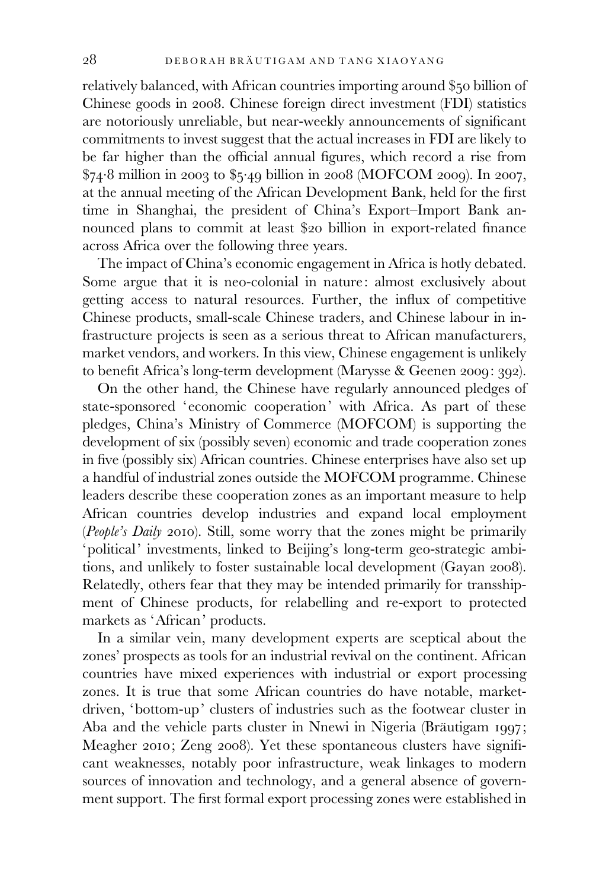relatively balanced, with African countries importing around $50 billion of Chinese goods in 2008. Chinese foreign direct investment (FDI) statistics are notoriously unreliable, but near-weekly announcements of significant commitments to invest suggest that the actual increases in FDI are likely to be far higher than the official annual figures, which record a rise from $74·8 million in 2003 to $5·49 billion in 2008 (MOFCOM 2009). In 2007, at the annual meeting of the African Development Bank, held for the first time in Shanghai, the president of China's Export–Import Bank announced plans to commit at least $20 billion in export-related finance across Africa over the following three years.

The impact of China's economic engagement in Africa is hotly debated. Some argue that it is neo-colonial in nature: almost exclusively about getting access to natural resources. Further, the influx of competitive Chinese products, small-scale Chinese traders, and Chinese labour in infrastructure projects is seen as a serious threat to African manufacturers, market vendors, and workers. In this view, Chinese engagement is unlikely to benefit Africa's long-term development (Marysse & Geenen 2009: 392).

On the other hand, the Chinese have regularly announced pledges of state-sponsored 'economic cooperation' with Africa. As part of these pledges, China's Ministry of Commerce (MOFCOM) is supporting the development of six (possibly seven) economic and trade cooperation zones in five (possibly six) African countries. Chinese enterprises have also set up a handful of industrial zones outside the MOFCOM programme. Chinese leaders describe these cooperation zones as an important measure to help African countries develop industries and expand local employment (*People's Daily* 2010). Still, some worry that the zones might be primarily 'political' investments, linked to Beijing's long-term geo-strategic ambitions, and unlikely to foster sustainable local development (Gayan 2008). Relatedly, others fear that they may be intended primarily for transshipment of Chinese products, for relabelling and re-export to protected markets as 'African' products.

In a similar vein, many development experts are sceptical about the zones' prospects as tools for an industrial revival on the continent. African countries have mixed experiences with industrial or export processing zones. It is true that some African countries do have notable, market-driven, 'bottom-up' clusters of industries such as the footwear cluster in Aba and the vehicle parts cluster in Nnewi in Nigeria (Bräutigam 1997; Meagher 2010; Zeng 2008). Yet these spontaneous clusters have significant weaknesses, notably poor infrastructure, weak linkages to modern sources of innovation and technology, and a general absence of government support. The first formal export processing zones were established in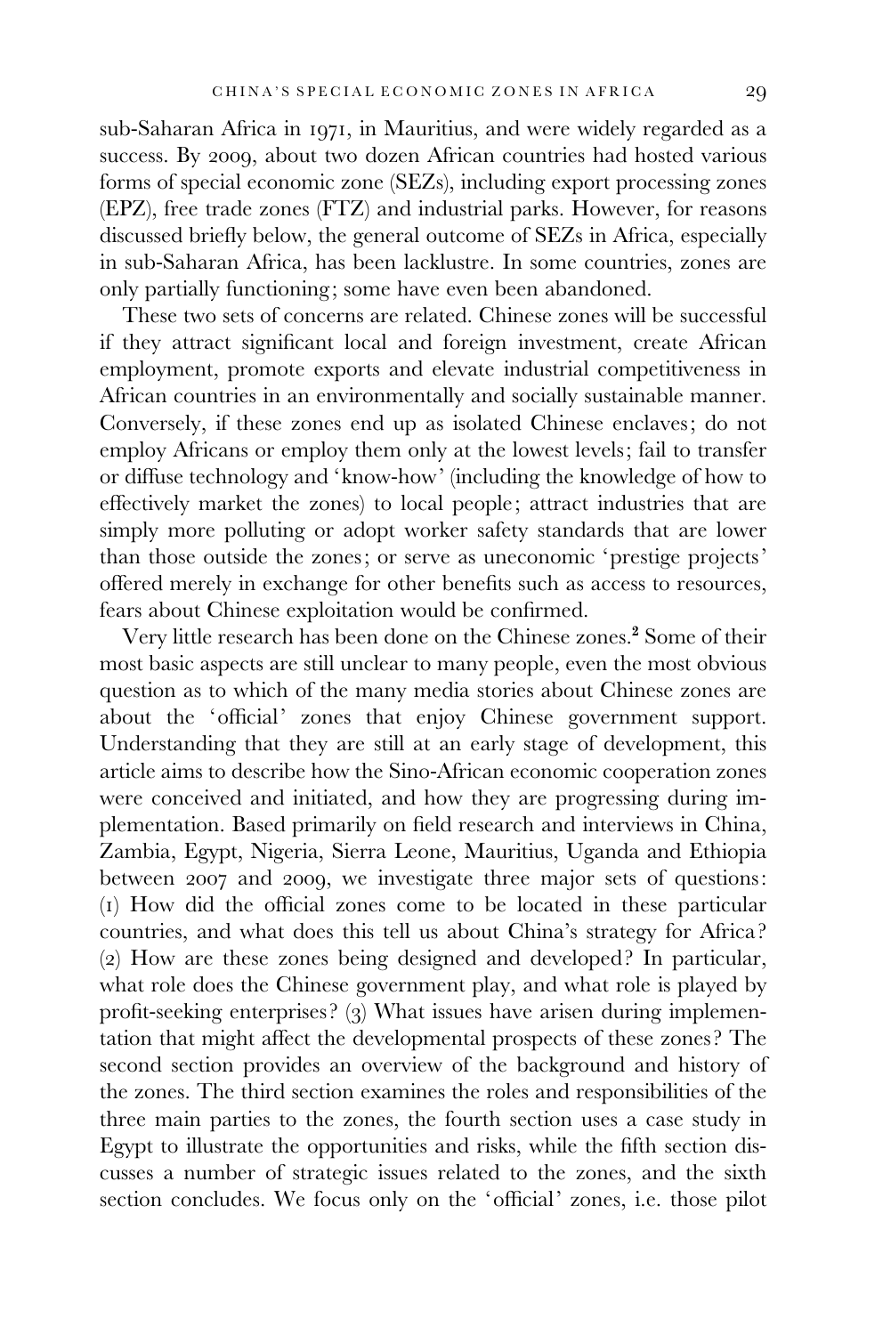sub-Saharan Africa in 1971, in Mauritius, and were widely regarded as a success. By 2009, about two dozen African countries had hosted various forms of special economic zone (SEZs), including export processing zones (EPZ), free trade zones (FTZ) and industrial parks. However, for reasons discussed briefly below, the general outcome of SEZs in Africa, especially in sub-Saharan Africa, has been lacklustre. In some countries, zones are only partially functioning; some have even been abandoned.

These two sets of concerns are related. Chinese zones will be successful if they attract significant local and foreign investment, create African employment, promote exports and elevate industrial competitiveness in African countries in an environmentally and socially sustainable manner. Conversely, if these zones end up as isolated Chinese enclaves; do not employ Africans or employ them only at the lowest levels; fail to transfer or diffuse technology and 'know-how' (including the knowledge of how to effectively market the zones) to local people; attract industries that are simply more polluting or adopt worker safety standards that are lower than those outside the zones; or serve as uneconomic 'prestige projects' offered merely in exchange for other benefits such as access to resources, fears about Chinese exploitation would be confirmed.

Very little research has been done on the Chinese zones.[2] Some of their most basic aspects are still unclear to many people, even the most obvious question as to which of the many media stories about Chinese zones are about the 'official' zones that enjoy Chinese government support. Understanding that they are still at an early stage of development, this article aims to describe how the Sino-African economic cooperation zones were conceived and initiated, and how they are progressing during implementation. Based primarily on field research and interviews in China, Zambia, Egypt, Nigeria, Sierra Leone, Mauritius, Uganda and Ethiopia between 2007 and 2009, we investigate three major sets of questions: (1) How did the official zones come to be located in these particular countries, and what does this tell us about China's strategy for Africa? (2) How are these zones being designed and developed? In particular, what role does the Chinese government play, and what role is played by profit-seeking enterprises? (3) What issues have arisen during implementation that might affect the developmental prospects of these zones? The second section provides an overview of the background and history of the zones. The third section examines the roles and responsibilities of the three main parties to the zones, the fourth section uses a case study in Egypt to illustrate the opportunities and risks, while the fifth section discusses a number of strategic issues related to the zones, and the sixth section concludes. We focus only on the 'official' zones, i.e. those pilot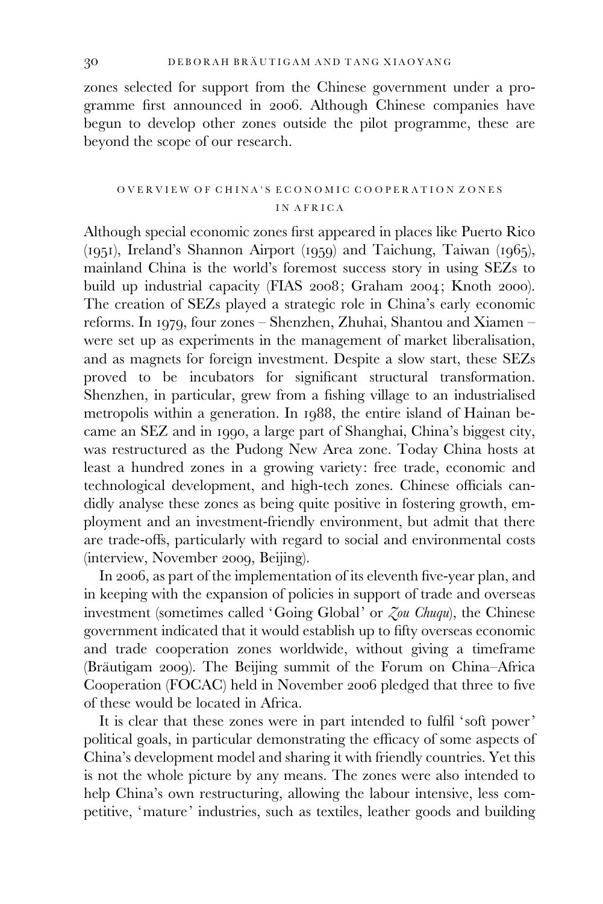zones selected for support from the Chinese government under a programme first announced in 2006. Although Chinese companies have begun to develop other zones outside the pilot programme, these are beyond the scope of our research.

## OVERVIEW OF CHINA'S ECONOMIC COOPERATION ZONES IN AFRICA

Although special economic zones first appeared in places like Puerto Rico (1951), Ireland's Shannon Airport (1959) and Taichung, Taiwan (1965), mainland China is the world's foremost success story in using SEZs to build up industrial capacity (FIAS 2008; Graham 2004; Knoth 2000). The creation of SEZs played a strategic role in China's early economic reforms. In 1979, four zones – Shenzhen, Zhuhai, Shantou and Xiamen – were set up as experiments in the management of market liberalisation, and as magnets for foreign investment. Despite a slow start, these SEZs proved to be incubators for significant structural transformation. Shenzhen, in particular, grew from a fishing village to an industrialised metropolis within a generation. In 1988, the entire island of Hainan became an SEZ and in 1990, a large part of Shanghai, China's biggest city, was restructured as the Pudong New Area zone. Today China hosts at least a hundred zones in a growing variety: free trade, economic and technological development, and high-tech zones. Chinese officials candidly analyse these zones as being quite positive in fostering growth, employment and an investment-friendly environment, but admit that there are trade-offs, particularly with regard to social and environmental costs (interview, November 2009, Beijing).

In 2006, as part of the implementation of its eleventh five-year plan, and in keeping with the expansion of policies in support of trade and overseas investment (sometimes called 'Going Global' or *Zou Chuqu*), the Chinese government indicated that it would establish up to fifty overseas economic and trade cooperation zones worldwide, without giving a timeframe (Bräutigam 2009). The Beijing summit of the Forum on China–Africa Cooperation (FOCAC) held in November 2006 pledged that three to five of these would be located in Africa.

It is clear that these zones were in part intended to fulfil 'soft power' political goals, in particular demonstrating the efficacy of some aspects of China's development model and sharing it with friendly countries. Yet this is not the whole picture by any means. The zones were also intended to help China's own restructuring, allowing the labour intensive, less competitive, 'mature' industries, such as textiles, leather goods and building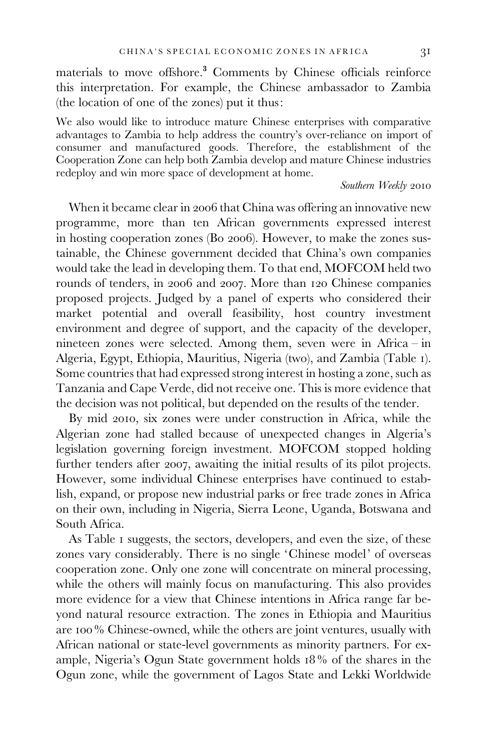materials to move offshore.[3] Comments by Chinese officials reinforce this interpretation. For example, the Chinese ambassador to Zambia (the location of one of the zones) put it thus:

> We also would like to introduce mature Chinese enterprises with comparative advantages to Zambia to help address the country's over-reliance on import of consumer and manufactured goods. Therefore, the establishment of the Cooperation Zone can help both Zambia develop and mature Chinese industries redeploy and win more space of development at home.
>
> *Southern Weekly* 2010

When it became clear in 2006 that China was offering an innovative new programme, more than ten African governments expressed interest in hosting cooperation zones (Bo 2006). However, to make the zones sustainable, the Chinese government decided that China's own companies would take the lead in developing them. To that end, MOFCOM held two rounds of tenders, in 2006 and 2007. More than 120 Chinese companies proposed projects. Judged by a panel of experts who considered their market potential and overall feasibility, host country investment environment and degree of support, and the capacity of the developer, nineteen zones were selected. Among them, seven were in Africa – in Algeria, Egypt, Ethiopia, Mauritius, Nigeria (two), and Zambia (Table 1). Some countries that had expressed strong interest in hosting a zone, such as Tanzania and Cape Verde, did not receive one. This is more evidence that the decision was not political, but depended on the results of the tender.

By mid 2010, six zones were under construction in Africa, while the Algerian zone had stalled because of unexpected changes in Algeria's legislation governing foreign investment. MOFCOM stopped holding further tenders after 2007, awaiting the initial results of its pilot projects. However, some individual Chinese enterprises have continued to establish, expand, or propose new industrial parks or free trade zones in Africa on their own, including in Nigeria, Sierra Leone, Uganda, Botswana and South Africa.

As Table 1 suggests, the sectors, developers, and even the size, of these zones vary considerably. There is no single 'Chinese model' of overseas cooperation zone. Only one zone will concentrate on mineral processing, while the others will mainly focus on manufacturing. This also provides more evidence for a view that Chinese intentions in Africa range far beyond natural resource extraction. The zones in Ethiopia and Mauritius are 100% Chinese-owned, while the others are joint ventures, usually with African national or state-level governments as minority partners. For example, Nigeria's Ogun State government holds 18% of the shares in the Ogun zone, while the government of Lagos State and Lekki Worldwide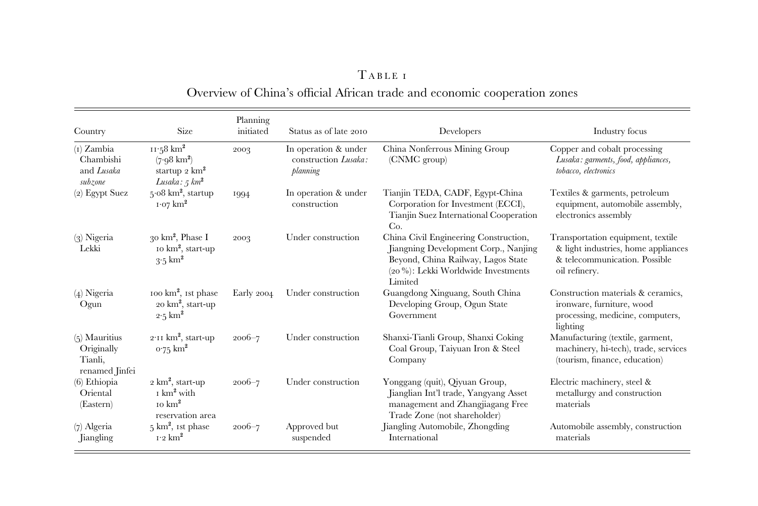Table 1

Overview of China's official African trade and economic cooperation zones

| Country | Size | Planning initiated | Status as of late 2010 | Developers | Industry focus |
|---|---|---|---|---|---|
| (1) Zambia Chambishi and *Lusaka subzone* | 11·58 km$^2$ (7·98 km$^2$) startup 2 km$^2$ *Lusaka: 5 km$^2$* | 2003 | In operation & under construction *Lusaka: planning* | China Nonferrous Mining Group (CNMC group) | Copper and cobalt processing *Lusaka: garments, food, appliances, tobacco, electronics* |
| (2) Egypt Suez | 5·08 km$^2$, startup 1·07 km$^2$ | 1994 | In operation & under construction | Tianjin TEDA, CADF, Egypt-China Corporation for Investment (ECCI), Tianjin Suez International Cooperation Co. | Textiles & garments, petroleum equipment, automobile assembly, electronics assembly |
| (3) Nigeria Lekki | 30 km$^2$, Phase I 10 km$^2$, start-up 3·5 km$^2$ | 2003 | Under construction | China Civil Engineering Construction, Jiangning Development Corp., Nanjing Beyond, China Railway, Lagos State (20 %): Lekki Worldwide Investments Limited | Transportation equipment, textile & light industries, home appliances & telecommunication. Possible oil refinery. |
| (4) Nigeria Ogun | 100 km$^2$, 1st phase 20 km$^2$, start-up 2·5 km$^2$ | Early 2004 | Under construction | Guangdong Xinguang, South China Developing Group, Ogun State Government | Construction materials & ceramics, ironware, furniture, wood processing, medicine, computers, lighting |
| (5) Mauritius Originally Tianli, renamed Jinfei | 2·11 km$^2$, start-up 0·75 km$^2$ | 2006–7 | Under construction | Shanxi-Tianli Group, Shanxi Coking Coal Group, Taiyuan Iron & Steel Company | Manufacturing (textile, garment, machinery, hi-tech), trade, services (tourism, finance, education) |
| (6) Ethiopia Oriental (Eastern) | 2 km$^2$, start-up 1 km$^2$ with 10 km$^2$ reservation area | 2006–7 | Under construction | Yonggang (quit), Qiyuan Group, Jianglian Int'l trade, Yangyang Asset management and Zhangjiagang Free Trade Zone (not shareholder) | Electric machinery, steel & metallurgy and construction materials |
| (7) Algeria Jiangling | 5 km$^2$, 1st phase 1·2 km$^2$ | 2006–7 | Approved but suspended | Jiangling Automobile, Zhongding International | Automobile assembly, construction materials |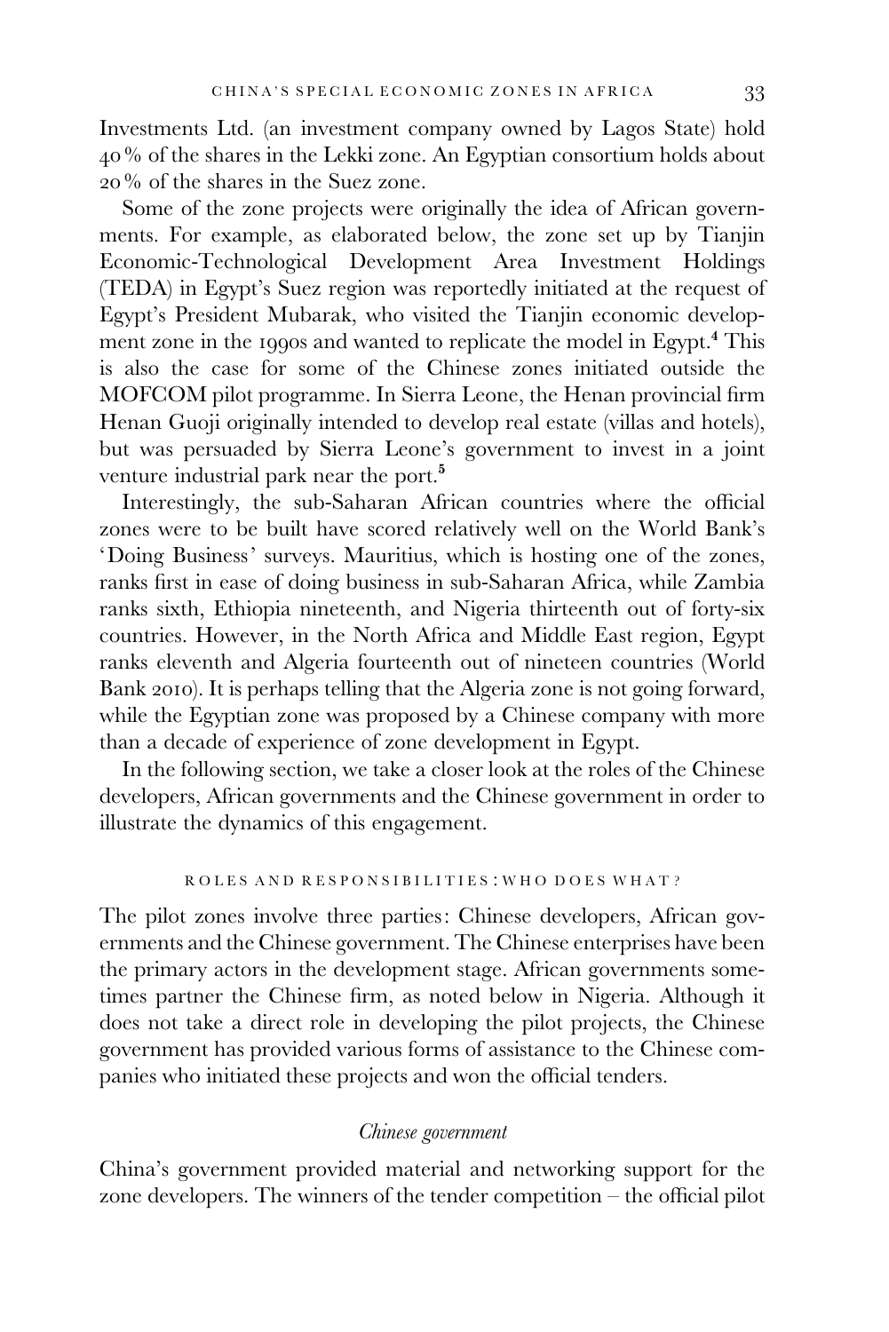Investments Ltd. (an investment company owned by Lagos State) hold 40% of the shares in the Lekki zone. An Egyptian consortium holds about 20% of the shares in the Suez zone.

Some of the zone projects were originally the idea of African governments. For example, as elaborated below, the zone set up by Tianjin Economic-Technological Development Area Investment Holdings (TEDA) in Egypt's Suez region was reportedly initiated at the request of Egypt's President Mubarak, who visited the Tianjin economic development zone in the 1990s and wanted to replicate the model in Egypt.[4] This is also the case for some of the Chinese zones initiated outside the MOFCOM pilot programme. In Sierra Leone, the Henan provincial firm Henan Guoji originally intended to develop real estate (villas and hotels), but was persuaded by Sierra Leone's government to invest in a joint venture industrial park near the port.[5]

Interestingly, the sub-Saharan African countries where the official zones were to be built have scored relatively well on the World Bank's 'Doing Business' surveys. Mauritius, which is hosting one of the zones, ranks first in ease of doing business in sub-Saharan Africa, while Zambia ranks sixth, Ethiopia nineteenth, and Nigeria thirteenth out of forty-six countries. However, in the North Africa and Middle East region, Egypt ranks eleventh and Algeria fourteenth out of nineteen countries (World Bank 2010). It is perhaps telling that the Algeria zone is not going forward, while the Egyptian zone was proposed by a Chinese company with more than a decade of experience of zone development in Egypt.

In the following section, we take a closer look at the roles of the Chinese developers, African governments and the Chinese government in order to illustrate the dynamics of this engagement.

## ROLES AND RESPONSIBILITIES: WHO DOES WHAT?

The pilot zones involve three parties: Chinese developers, African governments and the Chinese government. The Chinese enterprises have been the primary actors in the development stage. African governments sometimes partner the Chinese firm, as noted below in Nigeria. Although it does not take a direct role in developing the pilot projects, the Chinese government has provided various forms of assistance to the Chinese companies who initiated these projects and won the official tenders.

### *Chinese government*

China's government provided material and networking support for the zone developers. The winners of the tender competition – the official pilot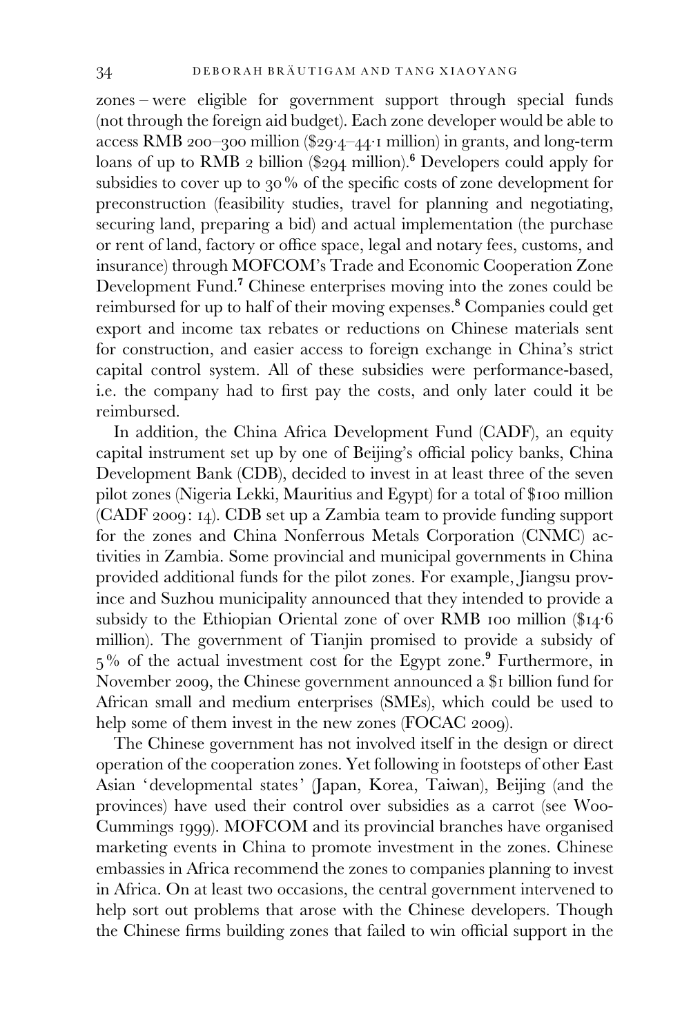zones – were eligible for government support through special funds (not through the foreign aid budget). Each zone developer would be able to access RMB 200–300 million ($29·4–44·1 million) in grants, and long-term loans of up to RMB 2 billion ($294 million).[6] Developers could apply for subsidies to cover up to 30% of the specific costs of zone development for preconstruction (feasibility studies, travel for planning and negotiating, securing land, preparing a bid) and actual implementation (the purchase or rent of land, factory or office space, legal and notary fees, customs, and insurance) through MOFCOM's Trade and Economic Cooperation Zone Development Fund.[7] Chinese enterprises moving into the zones could be reimbursed for up to half of their moving expenses.[8] Companies could get export and income tax rebates or reductions on Chinese materials sent for construction, and easier access to foreign exchange in China's strict capital control system. All of these subsidies were performance-based, i.e. the company had to first pay the costs, and only later could it be reimbursed.

In addition, the China Africa Development Fund (CADF), an equity capital instrument set up by one of Beijing's official policy banks, China Development Bank (CDB), decided to invest in at least three of the seven pilot zones (Nigeria Lekki, Mauritius and Egypt) for a total of $100 million (CADF 2009: 14). CDB set up a Zambia team to provide funding support for the zones and China Nonferrous Metals Corporation (CNMC) activities in Zambia. Some provincial and municipal governments in China provided additional funds for the pilot zones. For example, Jiangsu province and Suzhou municipality announced that they intended to provide a subsidy to the Ethiopian Oriental zone of over RMB 100 million ($14·6 million). The government of Tianjin promised to provide a subsidy of 5% of the actual investment cost for the Egypt zone.[9] Furthermore, in November 2009, the Chinese government announced a $1 billion fund for African small and medium enterprises (SMEs), which could be used to help some of them invest in the new zones (FOCAC 2009).

The Chinese government has not involved itself in the design or direct operation of the cooperation zones. Yet following in footsteps of other East Asian 'developmental states' (Japan, Korea, Taiwan), Beijing (and the provinces) have used their control over subsidies as a carrot (see Woo-Cummings 1999). MOFCOM and its provincial branches have organised marketing events in China to promote investment in the zones. Chinese embassies in Africa recommend the zones to companies planning to invest in Africa. On at least two occasions, the central government intervened to help sort out problems that arose with the Chinese developers. Though the Chinese firms building zones that failed to win official support in the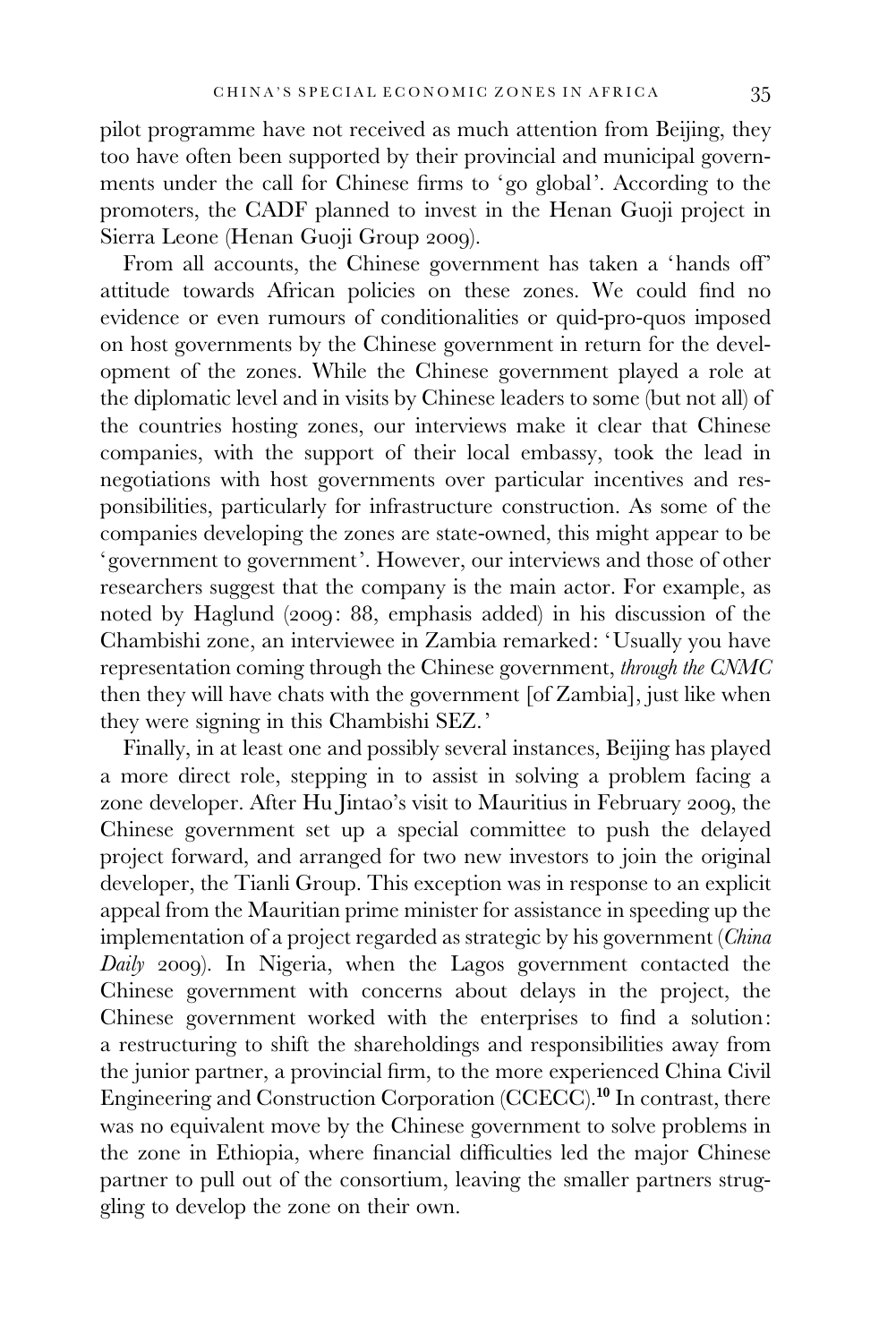pilot programme have not received as much attention from Beijing, they too have often been supported by their provincial and municipal governments under the call for Chinese firms to 'go global'. According to the promoters, the CADF planned to invest in the Henan Guoji project in Sierra Leone (Henan Guoji Group 2009).

From all accounts, the Chinese government has taken a 'hands off' attitude towards African policies on these zones. We could find no evidence or even rumours of conditionalities or quid-pro-quos imposed on host governments by the Chinese government in return for the development of the zones. While the Chinese government played a role at the diplomatic level and in visits by Chinese leaders to some (but not all) of the countries hosting zones, our interviews make it clear that Chinese companies, with the support of their local embassy, took the lead in negotiations with host governments over particular incentives and responsibilities, particularly for infrastructure construction. As some of the companies developing the zones are state-owned, this might appear to be 'government to government'. However, our interviews and those of other researchers suggest that the company is the main actor. For example, as noted by Haglund (2009: 88, emphasis added) in his discussion of the Chambishi zone, an interviewee in Zambia remarked: 'Usually you have representation coming through the Chinese government, *through the CNMC* then they will have chats with the government [of Zambia], just like when they were signing in this Chambishi SEZ.'

Finally, in at least one and possibly several instances, Beijing has played a more direct role, stepping in to assist in solving a problem facing a zone developer. After Hu Jintao's visit to Mauritius in February 2009, the Chinese government set up a special committee to push the delayed project forward, and arranged for two new investors to join the original developer, the Tianli Group. This exception was in response to an explicit appeal from the Mauritian prime minister for assistance in speeding up the implementation of a project regarded as strategic by his government (*China Daily* 2009). In Nigeria, when the Lagos government contacted the Chinese government with concerns about delays in the project, the Chinese government worked with the enterprises to find a solution: a restructuring to shift the shareholdings and responsibilities away from the junior partner, a provincial firm, to the more experienced China Civil Engineering and Construction Corporation (CCECC).[10] In contrast, there was no equivalent move by the Chinese government to solve problems in the zone in Ethiopia, where financial difficulties led the major Chinese partner to pull out of the consortium, leaving the smaller partners struggling to develop the zone on their own.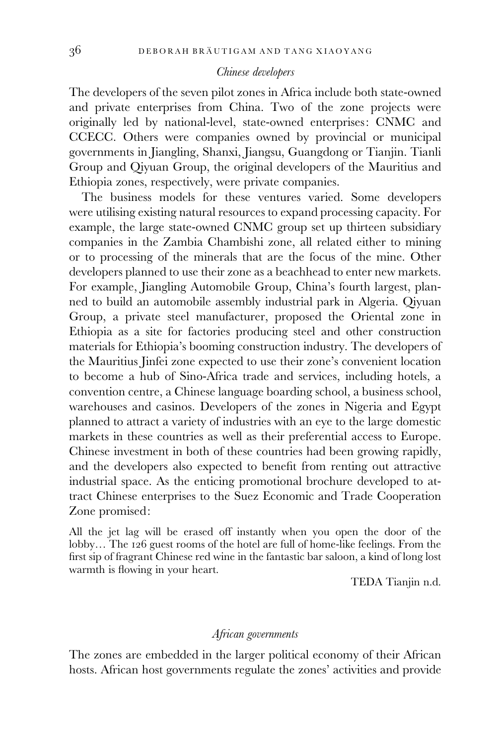### *Chinese developers*

The developers of the seven pilot zones in Africa include both state-owned and private enterprises from China. Two of the zone projects were originally led by national-level, state-owned enterprises: CNMC and CCECC. Others were companies owned by provincial or municipal governments in Jiangling, Shanxi, Jiangsu, Guangdong or Tianjin. Tianli Group and Qiyuan Group, the original developers of the Mauritius and Ethiopia zones, respectively, were private companies.

The business models for these ventures varied. Some developers were utilising existing natural resources to expand processing capacity. For example, the large state-owned CNMC group set up thirteen subsidiary companies in the Zambia Chambishi zone, all related either to mining or to processing of the minerals that are the focus of the mine. Other developers planned to use their zone as a beachhead to enter new markets. For example, Jiangling Automobile Group, China's fourth largest, planned to build an automobile assembly industrial park in Algeria. Qiyuan Group, a private steel manufacturer, proposed the Oriental zone in Ethiopia as a site for factories producing steel and other construction materials for Ethiopia's booming construction industry. The developers of the Mauritius Jinfei zone expected to use their zone's convenient location to become a hub of Sino-Africa trade and services, including hotels, a convention centre, a Chinese language boarding school, a business school, warehouses and casinos. Developers of the zones in Nigeria and Egypt planned to attract a variety of industries with an eye to the large domestic markets in these countries as well as their preferential access to Europe. Chinese investment in both of these countries had been growing rapidly, and the developers also expected to benefit from renting out attractive industrial space. As the enticing promotional brochure developed to attract Chinese enterprises to the Suez Economic and Trade Cooperation Zone promised:

> All the jet lag will be erased off instantly when you open the door of the lobby… The 126 guest rooms of the hotel are full of home-like feelings. From the first sip of fragrant Chinese red wine in the fantastic bar saloon, a kind of long lost warmth is flowing in your heart.
>
> TEDA Tianjin n.d.

### *African governments*

The zones are embedded in the larger political economy of their African hosts. African host governments regulate the zones' activities and provide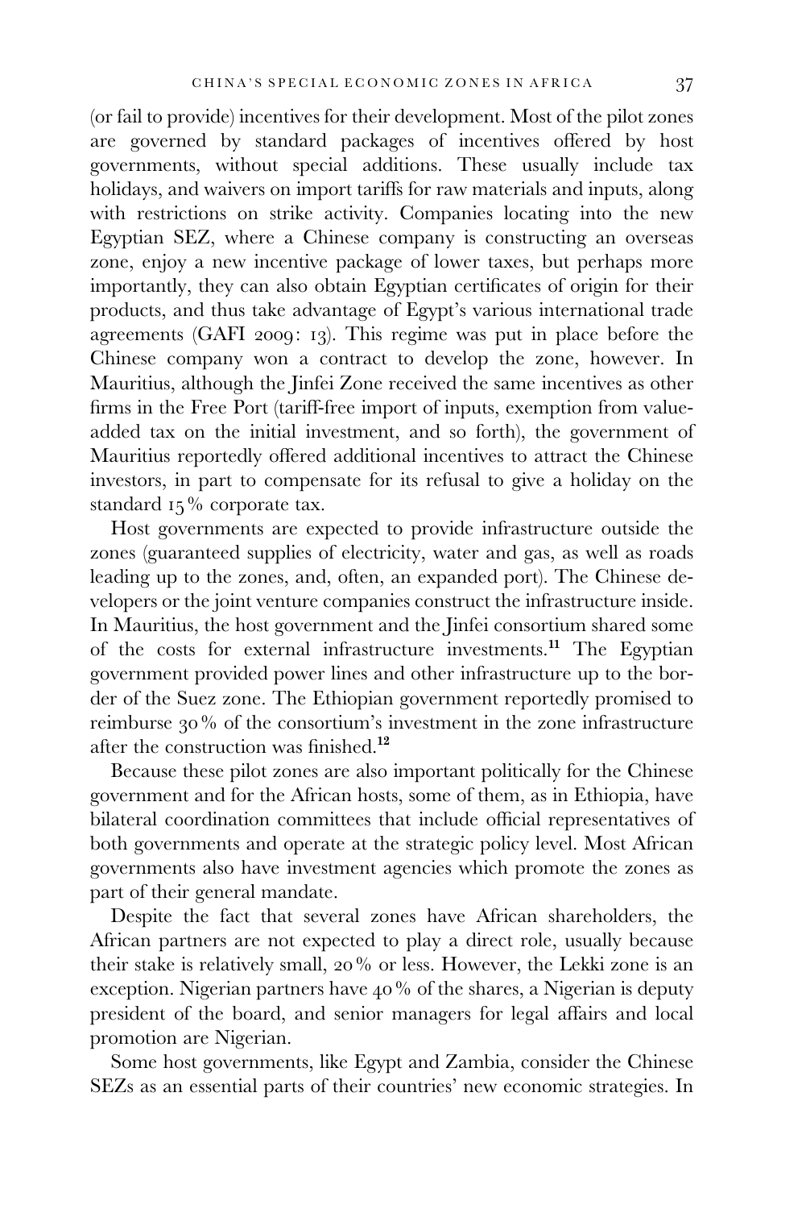(or fail to provide) incentives for their development. Most of the pilot zones are governed by standard packages of incentives offered by host governments, without special additions. These usually include tax holidays, and waivers on import tariffs for raw materials and inputs, along with restrictions on strike activity. Companies locating into the new Egyptian SEZ, where a Chinese company is constructing an overseas zone, enjoy a new incentive package of lower taxes, but perhaps more importantly, they can also obtain Egyptian certificates of origin for their products, and thus take advantage of Egypt's various international trade agreements (GAFI 2009: 13). This regime was put in place before the Chinese company won a contract to develop the zone, however. In Mauritius, although the Jinfei Zone received the same incentives as other firms in the Free Port (tariff-free import of inputs, exemption from value-added tax on the initial investment, and so forth), the government of Mauritius reportedly offered additional incentives to attract the Chinese investors, in part to compensate for its refusal to give a holiday on the standard 15% corporate tax.

Host governments are expected to provide infrastructure outside the zones (guaranteed supplies of electricity, water and gas, as well as roads leading up to the zones, and, often, an expanded port). The Chinese developers or the joint venture companies construct the infrastructure inside. In Mauritius, the host government and the Jinfei consortium shared some of the costs for external infrastructure investments.[11] The Egyptian government provided power lines and other infrastructure up to the border of the Suez zone. The Ethiopian government reportedly promised to reimburse 30% of the consortium's investment in the zone infrastructure after the construction was finished.[12]

Because these pilot zones are also important politically for the Chinese government and for the African hosts, some of them, as in Ethiopia, have bilateral coordination committees that include official representatives of both governments and operate at the strategic policy level. Most African governments also have investment agencies which promote the zones as part of their general mandate.

Despite the fact that several zones have African shareholders, the African partners are not expected to play a direct role, usually because their stake is relatively small, 20% or less. However, the Lekki zone is an exception. Nigerian partners have 40% of the shares, a Nigerian is deputy president of the board, and senior managers for legal affairs and local promotion are Nigerian.

Some host governments, like Egypt and Zambia, consider the Chinese SEZs as an essential parts of their countries' new economic strategies. In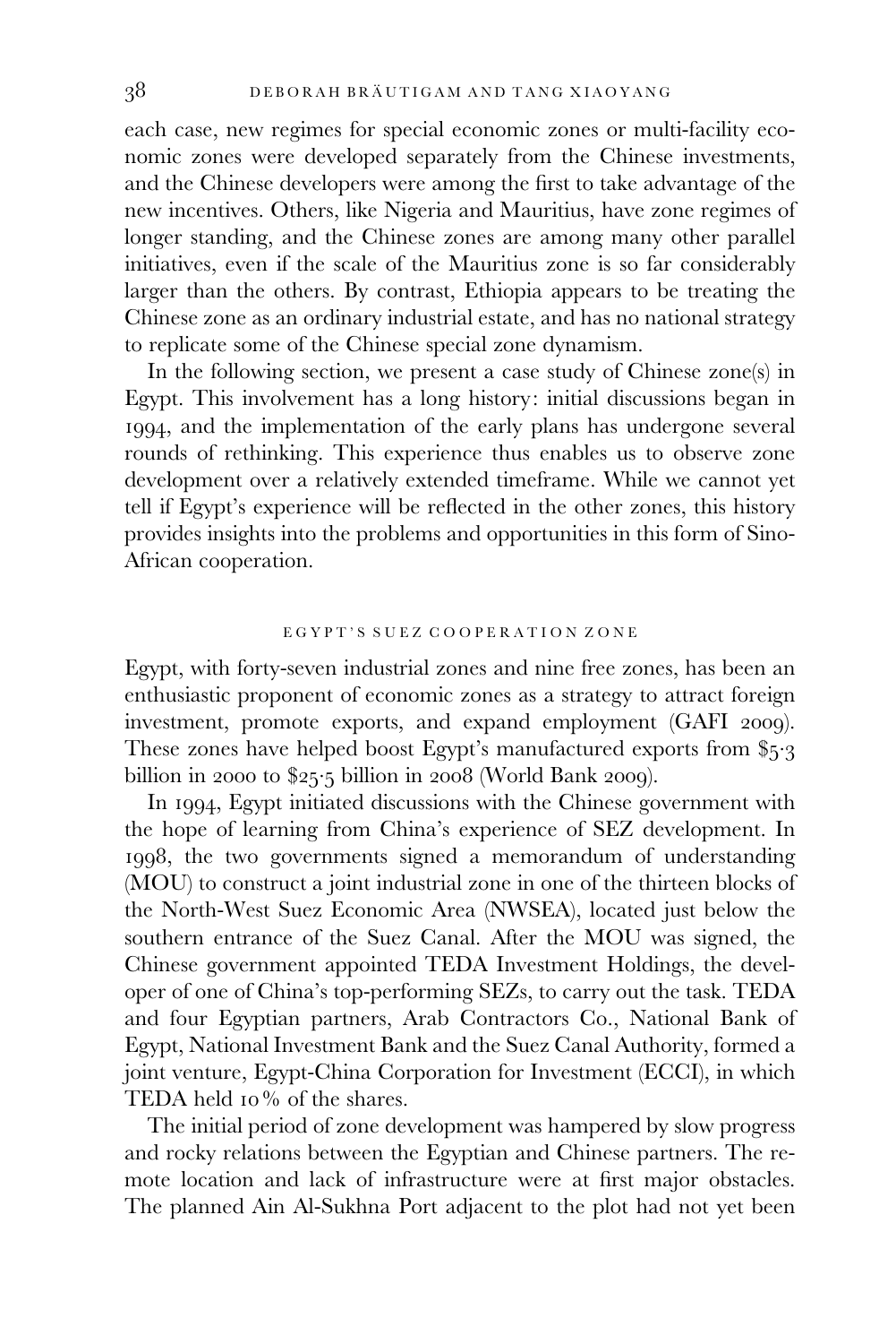each case, new regimes for special economic zones or multi-facility economic zones were developed separately from the Chinese investments, and the Chinese developers were among the first to take advantage of the new incentives. Others, like Nigeria and Mauritius, have zone regimes of longer standing, and the Chinese zones are among many other parallel initiatives, even if the scale of the Mauritius zone is so far considerably larger than the others. By contrast, Ethiopia appears to be treating the Chinese zone as an ordinary industrial estate, and has no national strategy to replicate some of the Chinese special zone dynamism.

In the following section, we present a case study of Chinese zone(s) in Egypt. This involvement has a long history: initial discussions began in 1994, and the implementation of the early plans has undergone several rounds of rethinking. This experience thus enables us to observe zone development over a relatively extended timeframe. While we cannot yet tell if Egypt's experience will be reflected in the other zones, this history provides insights into the problems and opportunities in this form of Sino-African cooperation.

## EGYPT'S SUEZ COOPERATION ZONE

Egypt, with forty-seven industrial zones and nine free zones, has been an enthusiastic proponent of economic zones as a strategy to attract foreign investment, promote exports, and expand employment (GAFI 2009). These zones have helped boost Egypt's manufactured exports from $5·3 billion in 2000 to $25·5 billion in 2008 (World Bank 2009).

In 1994, Egypt initiated discussions with the Chinese government with the hope of learning from China's experience of SEZ development. In 1998, the two governments signed a memorandum of understanding (MOU) to construct a joint industrial zone in one of the thirteen blocks of the North-West Suez Economic Area (NWSEA), located just below the southern entrance of the Suez Canal. After the MOU was signed, the Chinese government appointed TEDA Investment Holdings, the developer of one of China's top-performing SEZs, to carry out the task. TEDA and four Egyptian partners, Arab Contractors Co., National Bank of Egypt, National Investment Bank and the Suez Canal Authority, formed a joint venture, Egypt-China Corporation for Investment (ECCI), in which TEDA held 10% of the shares.

The initial period of zone development was hampered by slow progress and rocky relations between the Egyptian and Chinese partners. The remote location and lack of infrastructure were at first major obstacles. The planned Ain Al-Sukhna Port adjacent to the plot had not yet been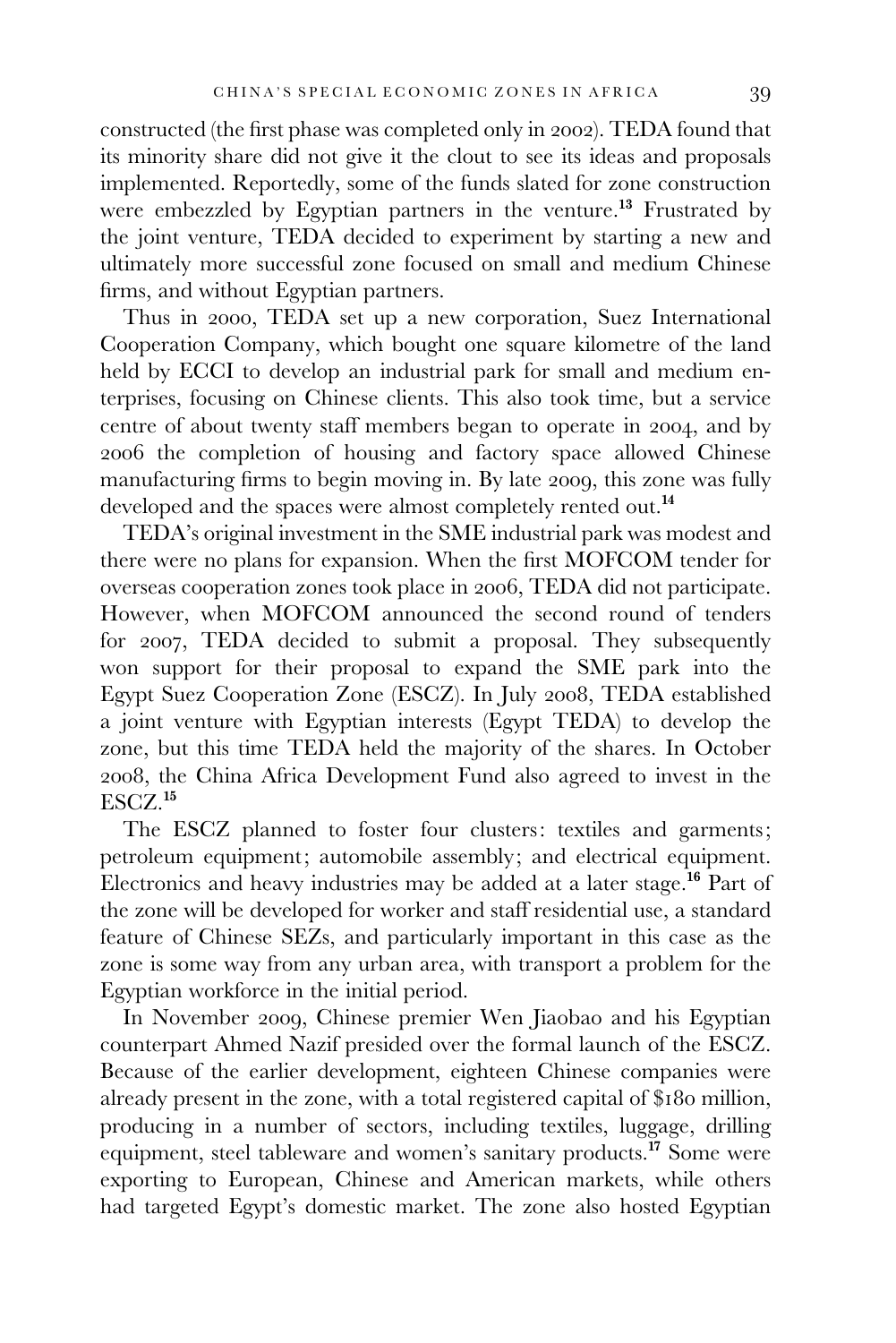constructed (the first phase was completed only in 2002). TEDA found that its minority share did not give it the clout to see its ideas and proposals implemented. Reportedly, some of the funds slated for zone construction were embezzled by Egyptian partners in the venture.[13] Frustrated by the joint venture, TEDA decided to experiment by starting a new and ultimately more successful zone focused on small and medium Chinese firms, and without Egyptian partners.

Thus in 2000, TEDA set up a new corporation, Suez International Cooperation Company, which bought one square kilometre of the land held by ECCI to develop an industrial park for small and medium enterprises, focusing on Chinese clients. This also took time, but a service centre of about twenty staff members began to operate in 2004, and by 2006 the completion of housing and factory space allowed Chinese manufacturing firms to begin moving in. By late 2009, this zone was fully developed and the spaces were almost completely rented out.[14]

TEDA's original investment in the SME industrial park was modest and there were no plans for expansion. When the first MOFCOM tender for overseas cooperation zones took place in 2006, TEDA did not participate. However, when MOFCOM announced the second round of tenders for 2007, TEDA decided to submit a proposal. They subsequently won support for their proposal to expand the SME park into the Egypt Suez Cooperation Zone (ESCZ). In July 2008, TEDA established a joint venture with Egyptian interests (Egypt TEDA) to develop the zone, but this time TEDA held the majority of the shares. In October 2008, the China Africa Development Fund also agreed to invest in the ESCZ.[15]

The ESCZ planned to foster four clusters: textiles and garments; petroleum equipment; automobile assembly; and electrical equipment. Electronics and heavy industries may be added at a later stage.[16] Part of the zone will be developed for worker and staff residential use, a standard feature of Chinese SEZs, and particularly important in this case as the zone is some way from any urban area, with transport a problem for the Egyptian workforce in the initial period.

In November 2009, Chinese premier Wen Jiaobao and his Egyptian counterpart Ahmed Nazif presided over the formal launch of the ESCZ. Because of the earlier development, eighteen Chinese companies were already present in the zone, with a total registered capital of $180 million, producing in a number of sectors, including textiles, luggage, drilling equipment, steel tableware and women's sanitary products.[17] Some were exporting to European, Chinese and American markets, while others had targeted Egypt's domestic market. The zone also hosted Egyptian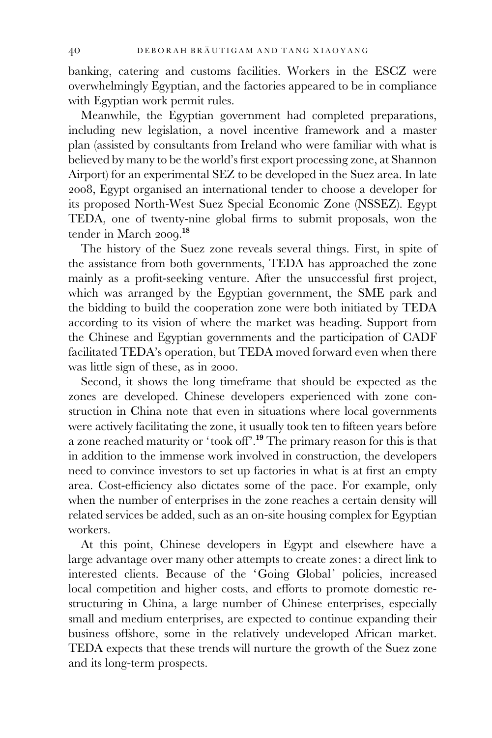banking, catering and customs facilities. Workers in the ESCZ were overwhelmingly Egyptian, and the factories appeared to be in compliance with Egyptian work permit rules.

Meanwhile, the Egyptian government had completed preparations, including new legislation, a novel incentive framework and a master plan (assisted by consultants from Ireland who were familiar with what is believed by many to be the world's first export processing zone, at Shannon Airport) for an experimental SEZ to be developed in the Suez area. In late 2008, Egypt organised an international tender to choose a developer for its proposed North-West Suez Special Economic Zone (NSSEZ). Egypt TEDA, one of twenty-nine global firms to submit proposals, won the tender in March 2009.[18]

The history of the Suez zone reveals several things. First, in spite of the assistance from both governments, TEDA has approached the zone mainly as a profit-seeking venture. After the unsuccessful first project, which was arranged by the Egyptian government, the SME park and the bidding to build the cooperation zone were both initiated by TEDA according to its vision of where the market was heading. Support from the Chinese and Egyptian governments and the participation of CADF facilitated TEDA's operation, but TEDA moved forward even when there was little sign of these, as in 2000.

Second, it shows the long timeframe that should be expected as the zones are developed. Chinese developers experienced with zone construction in China note that even in situations where local governments were actively facilitating the zone, it usually took ten to fifteen years before a zone reached maturity or 'took off'.[19] The primary reason for this is that in addition to the immense work involved in construction, the developers need to convince investors to set up factories in what is at first an empty area. Cost-efficiency also dictates some of the pace. For example, only when the number of enterprises in the zone reaches a certain density will related services be added, such as an on-site housing complex for Egyptian workers.

At this point, Chinese developers in Egypt and elsewhere have a large advantage over many other attempts to create zones: a direct link to interested clients. Because of the 'Going Global' policies, increased local competition and higher costs, and efforts to promote domestic restructuring in China, a large number of Chinese enterprises, especially small and medium enterprises, are expected to continue expanding their business offshore, some in the relatively undeveloped African market. TEDA expects that these trends will nurture the growth of the Suez zone and its long-term prospects.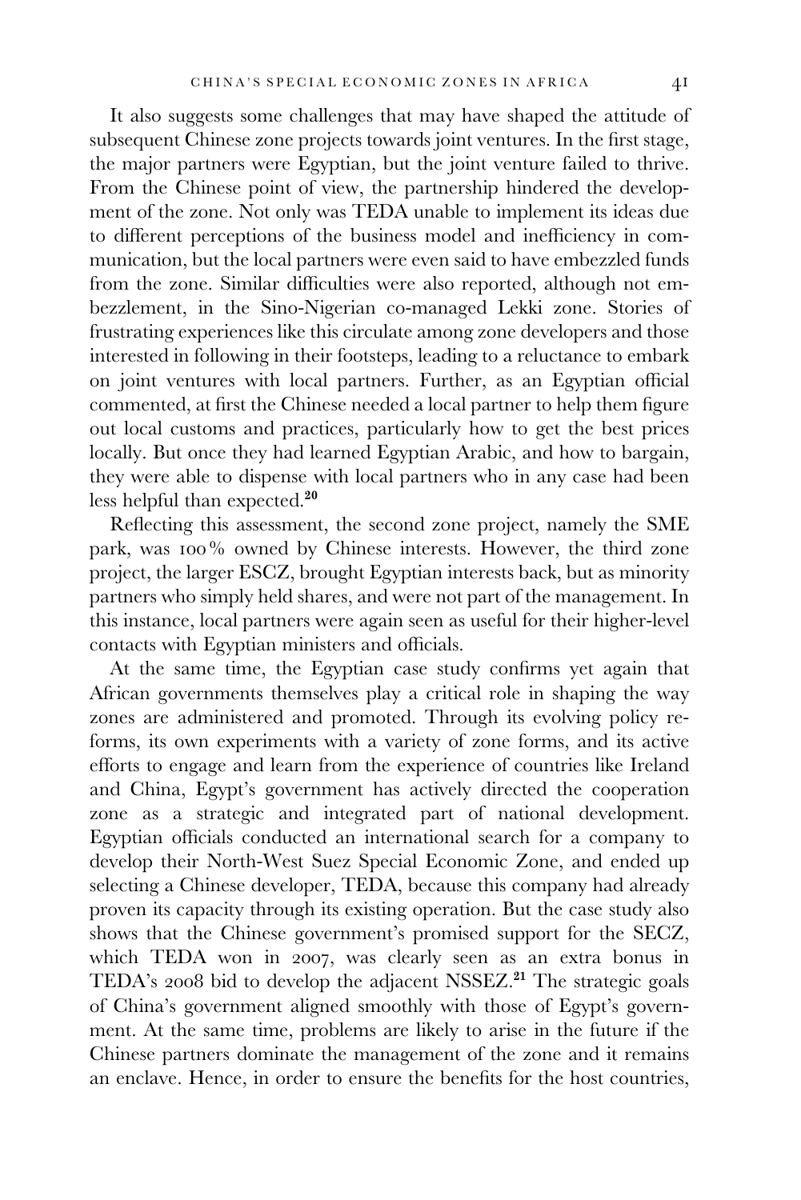It also suggests some challenges that may have shaped the attitude of subsequent Chinese zone projects towards joint ventures. In the first stage, the major partners were Egyptian, but the joint venture failed to thrive. From the Chinese point of view, the partnership hindered the development of the zone. Not only was TEDA unable to implement its ideas due to different perceptions of the business model and inefficiency in communication, but the local partners were even said to have embezzled funds from the zone. Similar difficulties were also reported, although not embezzlement, in the Sino-Nigerian co-managed Lekki zone. Stories of frustrating experiences like this circulate among zone developers and those interested in following in their footsteps, leading to a reluctance to embark on joint ventures with local partners. Further, as an Egyptian official commented, at first the Chinese needed a local partner to help them figure out local customs and practices, particularly how to get the best prices locally. But once they had learned Egyptian Arabic, and how to bargain, they were able to dispense with local partners who in any case had been less helpful than expected.[20]

Reflecting this assessment, the second zone project, namely the SME park, was 100% owned by Chinese interests. However, the third zone project, the larger ESCZ, brought Egyptian interests back, but as minority partners who simply held shares, and were not part of the management. In this instance, local partners were again seen as useful for their higher-level contacts with Egyptian ministers and officials.

At the same time, the Egyptian case study confirms yet again that African governments themselves play a critical role in shaping the way zones are administered and promoted. Through its evolving policy reforms, its own experiments with a variety of zone forms, and its active efforts to engage and learn from the experience of countries like Ireland and China, Egypt's government has actively directed the cooperation zone as a strategic and integrated part of national development. Egyptian officials conducted an international search for a company to develop their North-West Suez Special Economic Zone, and ended up selecting a Chinese developer, TEDA, because this company had already proven its capacity through its existing operation. But the case study also shows that the Chinese government's promised support for the SECZ, which TEDA won in 2007, was clearly seen as an extra bonus in TEDA's 2008 bid to develop the adjacent NSSEZ.[21] The strategic goals of China's government aligned smoothly with those of Egypt's government. At the same time, problems are likely to arise in the future if the Chinese partners dominate the management of the zone and it remains an enclave. Hence, in order to ensure the benefits for the host countries,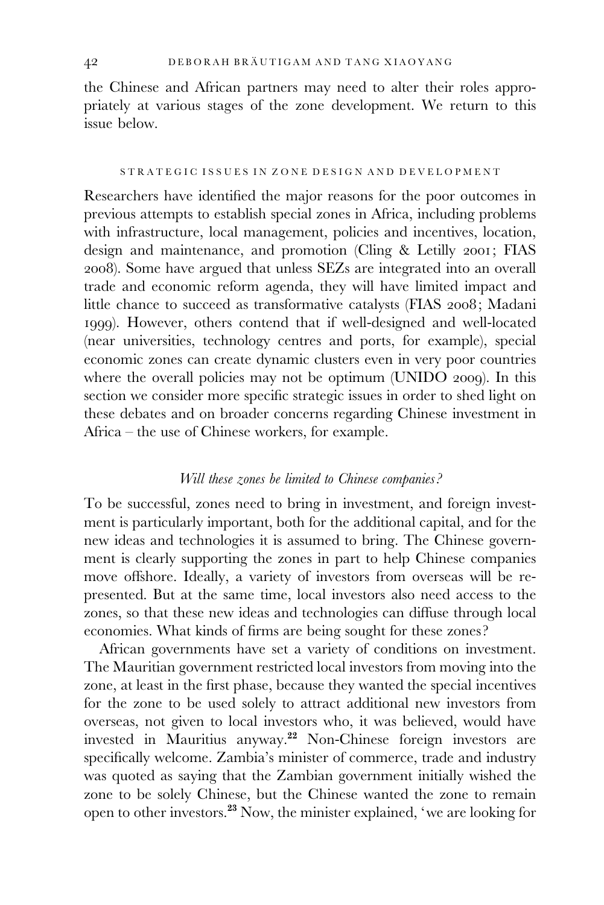the Chinese and African partners may need to alter their roles appropriately at various stages of the zone development. We return to this issue below.

## STRATEGIC ISSUES IN ZONE DESIGN AND DEVELOPMENT

Researchers have identified the major reasons for the poor outcomes in previous attempts to establish special zones in Africa, including problems with infrastructure, local management, policies and incentives, location, design and maintenance, and promotion (Cling & Letilly 2001; FIAS 2008). Some have argued that unless SEZs are integrated into an overall trade and economic reform agenda, they will have limited impact and little chance to succeed as transformative catalysts (FIAS 2008; Madani 1999). However, others contend that if well-designed and well-located (near universities, technology centres and ports, for example), special economic zones can create dynamic clusters even in very poor countries where the overall policies may not be optimum (UNIDO 2009). In this section we consider more specific strategic issues in order to shed light on these debates and on broader concerns regarding Chinese investment in Africa – the use of Chinese workers, for example.

### *Will these zones be limited to Chinese companies?*

To be successful, zones need to bring in investment, and foreign investment is particularly important, both for the additional capital, and for the new ideas and technologies it is assumed to bring. The Chinese government is clearly supporting the zones in part to help Chinese companies move offshore. Ideally, a variety of investors from overseas will be represented. But at the same time, local investors also need access to the zones, so that these new ideas and technologies can diffuse through local economies. What kinds of firms are being sought for these zones?

African governments have set a variety of conditions on investment. The Mauritian government restricted local investors from moving into the zone, at least in the first phase, because they wanted the special incentives for the zone to be used solely to attract additional new investors from overseas, not given to local investors who, it was believed, would have invested in Mauritius anyway.[22] Non-Chinese foreign investors are specifically welcome. Zambia's minister of commerce, trade and industry was quoted as saying that the Zambian government initially wished the zone to be solely Chinese, but the Chinese wanted the zone to remain open to other investors.[23] Now, the minister explained, 'we are looking for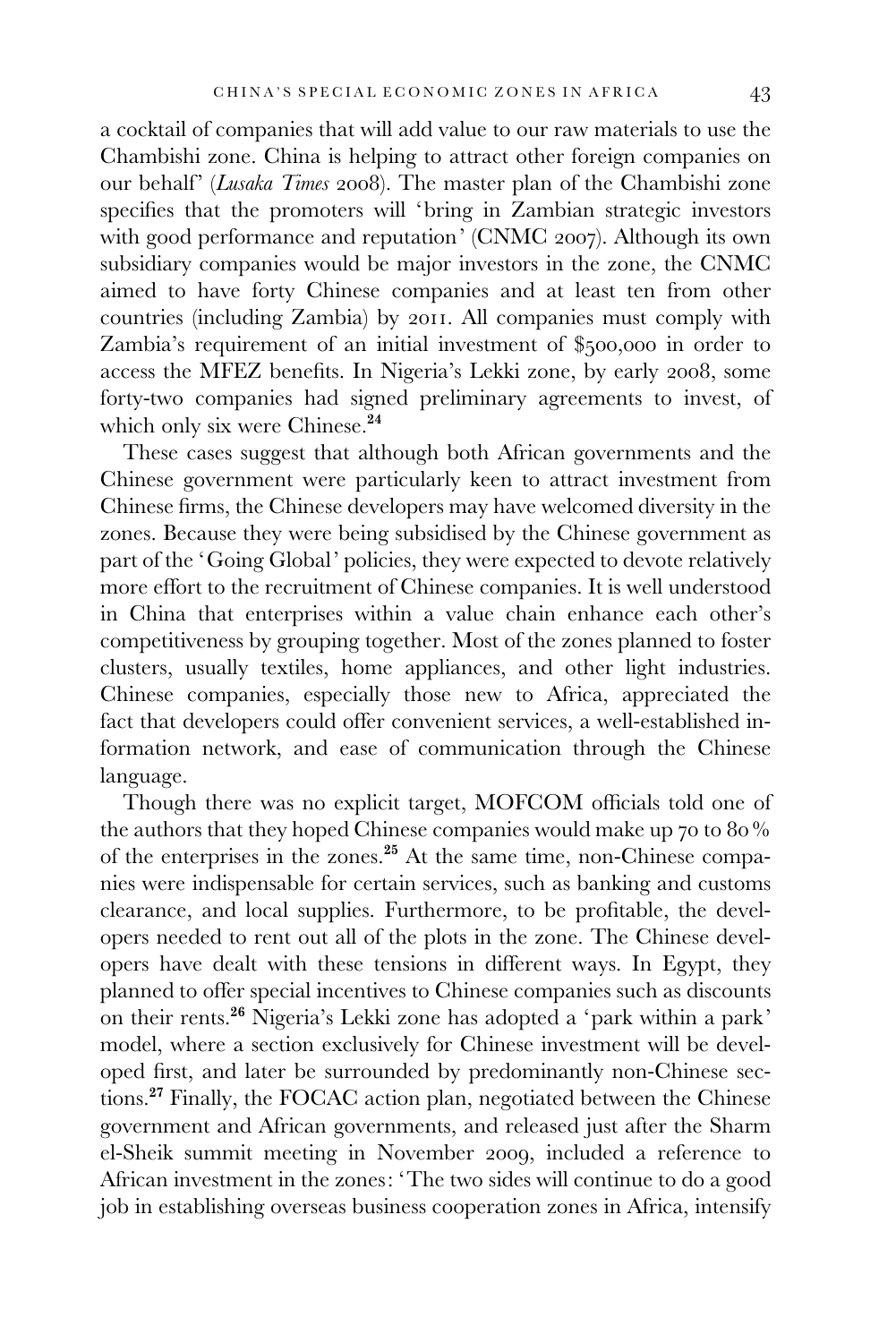a cocktail of companies that will add value to our raw materials to use the Chambishi zone. China is helping to attract other foreign companies on our behalf' (*Lusaka Times* 2008). The master plan of the Chambishi zone specifies that the promoters will 'bring in Zambian strategic investors with good performance and reputation' (CNMC 2007). Although its own subsidiary companies would be major investors in the zone, the CNMC aimed to have forty Chinese companies and at least ten from other countries (including Zambia) by 2011. All companies must comply with Zambia's requirement of an initial investment of $500,000 in order to access the MFEZ benefits. In Nigeria's Lekki zone, by early 2008, some forty-two companies had signed preliminary agreements to invest, of which only six were Chinese.[24]

These cases suggest that although both African governments and the Chinese government were particularly keen to attract investment from Chinese firms, the Chinese developers may have welcomed diversity in the zones. Because they were being subsidised by the Chinese government as part of the 'Going Global' policies, they were expected to devote relatively more effort to the recruitment of Chinese companies. It is well understood in China that enterprises within a value chain enhance each other's competitiveness by grouping together. Most of the zones planned to foster clusters, usually textiles, home appliances, and other light industries. Chinese companies, especially those new to Africa, appreciated the fact that developers could offer convenient services, a well-established information network, and ease of communication through the Chinese language.

Though there was no explicit target, MOFCOM officials told one of the authors that they hoped Chinese companies would make up 70 to 80 % of the enterprises in the zones.[25] At the same time, non-Chinese companies were indispensable for certain services, such as banking and customs clearance, and local supplies. Furthermore, to be profitable, the developers needed to rent out all of the plots in the zone. The Chinese developers have dealt with these tensions in different ways. In Egypt, they planned to offer special incentives to Chinese companies such as discounts on their rents.[26] Nigeria's Lekki zone has adopted a 'park within a park' model, where a section exclusively for Chinese investment will be developed first, and later be surrounded by predominantly non-Chinese sections.[27] Finally, the FOCAC action plan, negotiated between the Chinese government and African governments, and released just after the Sharm el-Sheik summit meeting in November 2009, included a reference to African investment in the zones: 'The two sides will continue to do a good job in establishing overseas business cooperation zones in Africa, intensify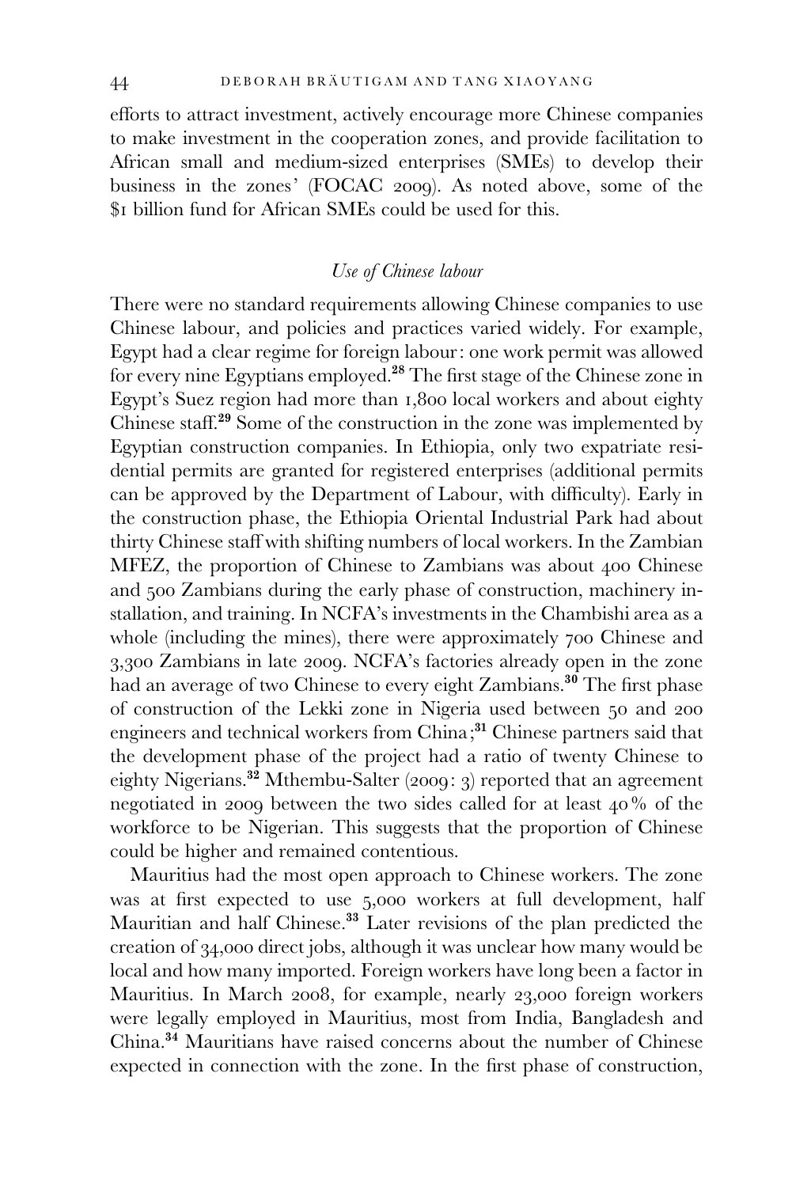efforts to attract investment, actively encourage more Chinese companies to make investment in the cooperation zones, and provide facilitation to African small and medium-sized enterprises (SMEs) to develop their business in the zones' (FOCAC 2009). As noted above, some of the $1 billion fund for African SMEs could be used for this.

### *Use of Chinese labour*

There were no standard requirements allowing Chinese companies to use Chinese labour, and policies and practices varied widely. For example, Egypt had a clear regime for foreign labour: one work permit was allowed for every nine Egyptians employed.[28] The first stage of the Chinese zone in Egypt's Suez region had more than 1,800 local workers and about eighty Chinese staff.[29] Some of the construction in the zone was implemented by Egyptian construction companies. In Ethiopia, only two expatriate residential permits are granted for registered enterprises (additional permits can be approved by the Department of Labour, with difficulty). Early in the construction phase, the Ethiopia Oriental Industrial Park had about thirty Chinese staff with shifting numbers of local workers. In the Zambian MFEZ, the proportion of Chinese to Zambians was about 400 Chinese and 500 Zambians during the early phase of construction, machinery installation, and training. In NCFA's investments in the Chambishi area as a whole (including the mines), there were approximately 700 Chinese and 3,300 Zambians in late 2009. NCFA's factories already open in the zone had an average of two Chinese to every eight Zambians.[30] The first phase of construction of the Lekki zone in Nigeria used between 50 and 200 engineers and technical workers from China;[31] Chinese partners said that the development phase of the project had a ratio of twenty Chinese to eighty Nigerians.[32] Mthembu-Salter (2009: 3) reported that an agreement negotiated in 2009 between the two sides called for at least 40% of the workforce to be Nigerian. This suggests that the proportion of Chinese could be higher and remained contentious.

Mauritius had the most open approach to Chinese workers. The zone was at first expected to use 5,000 workers at full development, half Mauritian and half Chinese.[33] Later revisions of the plan predicted the creation of 34,000 direct jobs, although it was unclear how many would be local and how many imported. Foreign workers have long been a factor in Mauritius. In March 2008, for example, nearly 23,000 foreign workers were legally employed in Mauritius, most from India, Bangladesh and China.[34] Mauritians have raised concerns about the number of Chinese expected in connection with the zone. In the first phase of construction,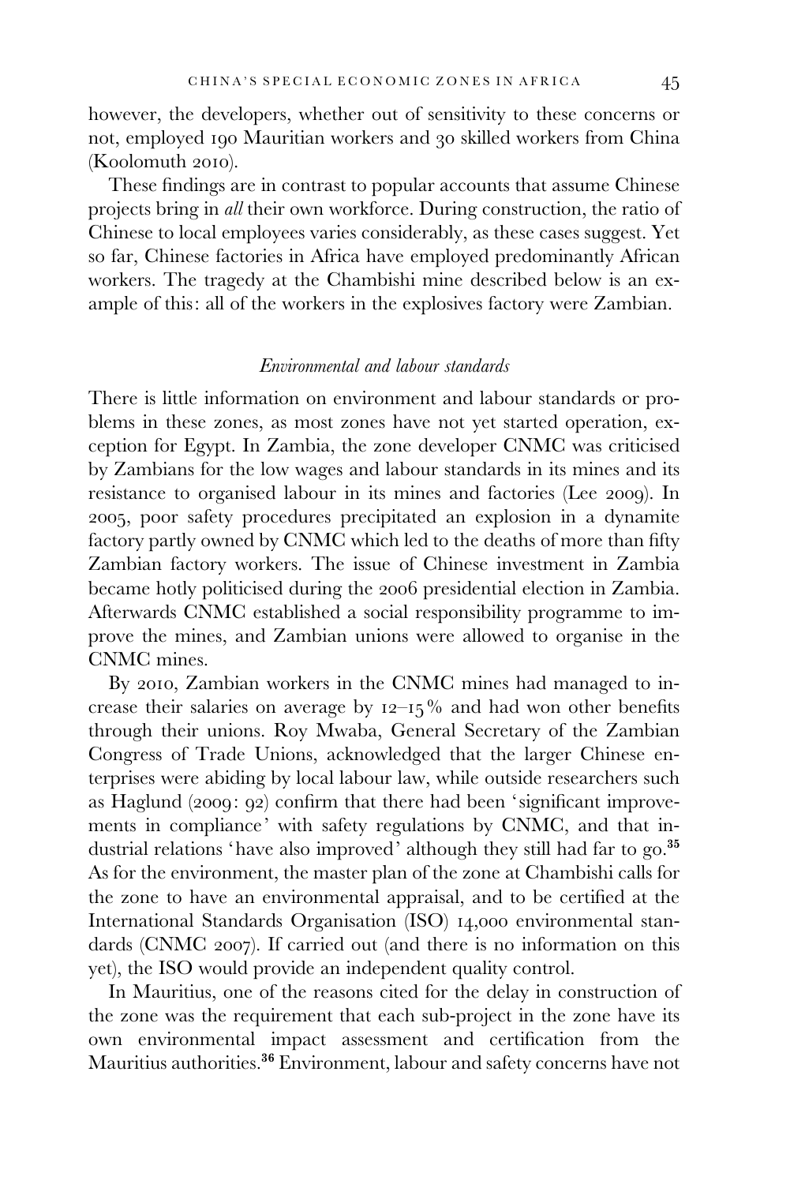however, the developers, whether out of sensitivity to these concerns or not, employed 190 Mauritian workers and 30 skilled workers from China (Koolomuth 2010).

These findings are in contrast to popular accounts that assume Chinese projects bring in *all* their own workforce. During construction, the ratio of Chinese to local employees varies considerably, as these cases suggest. Yet so far, Chinese factories in Africa have employed predominantly African workers. The tragedy at the Chambishi mine described below is an example of this: all of the workers in the explosives factory were Zambian.

### *Environmental and labour standards*

There is little information on environment and labour standards or problems in these zones, as most zones have not yet started operation, exception for Egypt. In Zambia, the zone developer CNMC was criticised by Zambians for the low wages and labour standards in its mines and its resistance to organised labour in its mines and factories (Lee 2009). In 2005, poor safety procedures precipitated an explosion in a dynamite factory partly owned by CNMC which led to the deaths of more than fifty Zambian factory workers. The issue of Chinese investment in Zambia became hotly politicised during the 2006 presidential election in Zambia. Afterwards CNMC established a social responsibility programme to improve the mines, and Zambian unions were allowed to organise in the CNMC mines.

By 2010, Zambian workers in the CNMC mines had managed to increase their salaries on average by 12–15% and had won other benefits through their unions. Roy Mwaba, General Secretary of the Zambian Congress of Trade Unions, acknowledged that the larger Chinese enterprises were abiding by local labour law, while outside researchers such as Haglund (2009: 92) confirm that there had been 'significant improvements in compliance' with safety regulations by CNMC, and that industrial relations 'have also improved' although they still had far to go.[35] As for the environment, the master plan of the zone at Chambishi calls for the zone to have an environmental appraisal, and to be certified at the International Standards Organisation (ISO) 14,000 environmental standards (CNMC 2007). If carried out (and there is no information on this yet), the ISO would provide an independent quality control.

In Mauritius, one of the reasons cited for the delay in construction of the zone was the requirement that each sub-project in the zone have its own environmental impact assessment and certification from the Mauritius authorities.[36] Environment, labour and safety concerns have not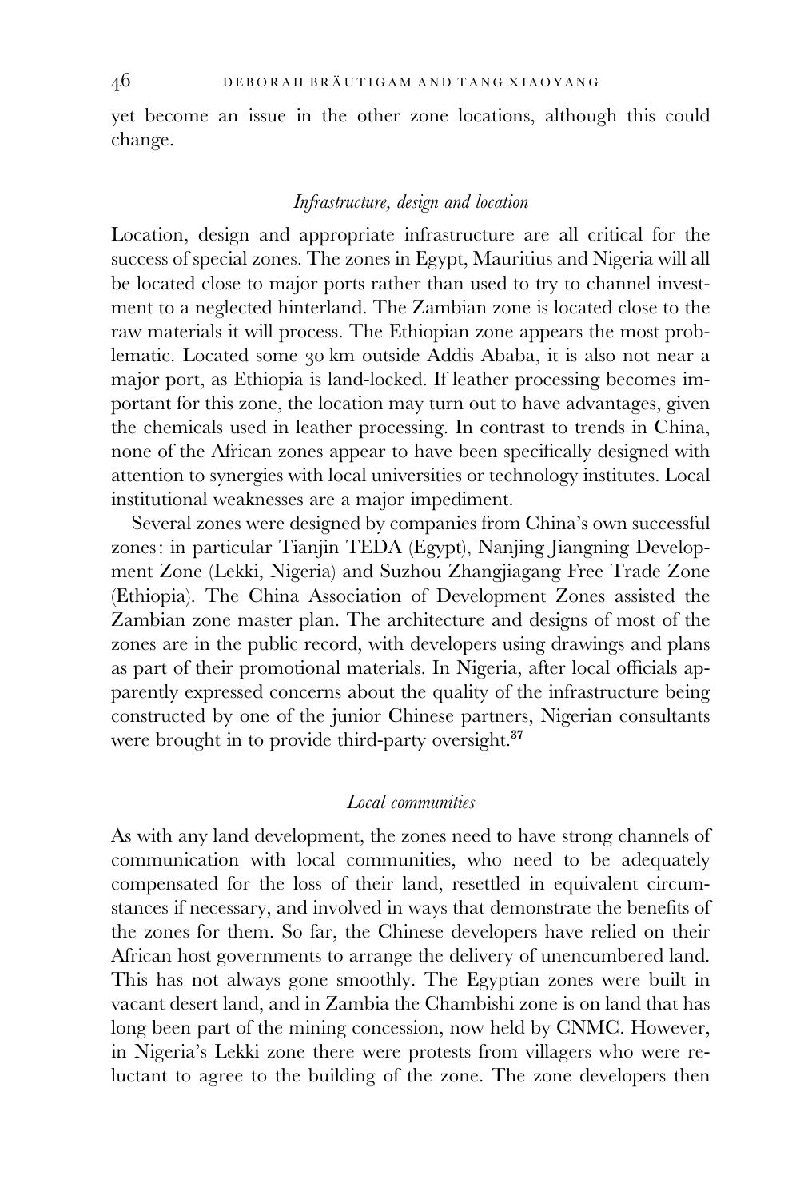yet become an issue in the other zone locations, although this could change.

### *Infrastructure, design and location*

Location, design and appropriate infrastructure are all critical for the success of special zones. The zones in Egypt, Mauritius and Nigeria will all be located close to major ports rather than used to try to channel investment to a neglected hinterland. The Zambian zone is located close to the raw materials it will process. The Ethiopian zone appears the most problematic. Located some 30 km outside Addis Ababa, it is also not near a major port, as Ethiopia is land-locked. If leather processing becomes important for this zone, the location may turn out to have advantages, given the chemicals used in leather processing. In contrast to trends in China, none of the African zones appear to have been specifically designed with attention to synergies with local universities or technology institutes. Local institutional weaknesses are a major impediment.

Several zones were designed by companies from China's own successful zones: in particular Tianjin TEDA (Egypt), Nanjing Jiangning Development Zone (Lekki, Nigeria) and Suzhou Zhangjiagang Free Trade Zone (Ethiopia). The China Association of Development Zones assisted the Zambian zone master plan. The architecture and designs of most of the zones are in the public record, with developers using drawings and plans as part of their promotional materials. In Nigeria, after local officials apparently expressed concerns about the quality of the infrastructure being constructed by one of the junior Chinese partners, Nigerian consultants were brought in to provide third-party oversight.[37]

### *Local communities*

As with any land development, the zones need to have strong channels of communication with local communities, who need to be adequately compensated for the loss of their land, resettled in equivalent circumstances if necessary, and involved in ways that demonstrate the benefits of the zones for them. So far, the Chinese developers have relied on their African host governments to arrange the delivery of unencumbered land. This has not always gone smoothly. The Egyptian zones were built in vacant desert land, and in Zambia the Chambishi zone is on land that has long been part of the mining concession, now held by CNMC. However, in Nigeria's Lekki zone there were protests from villagers who were reluctant to agree to the building of the zone. The zone developers then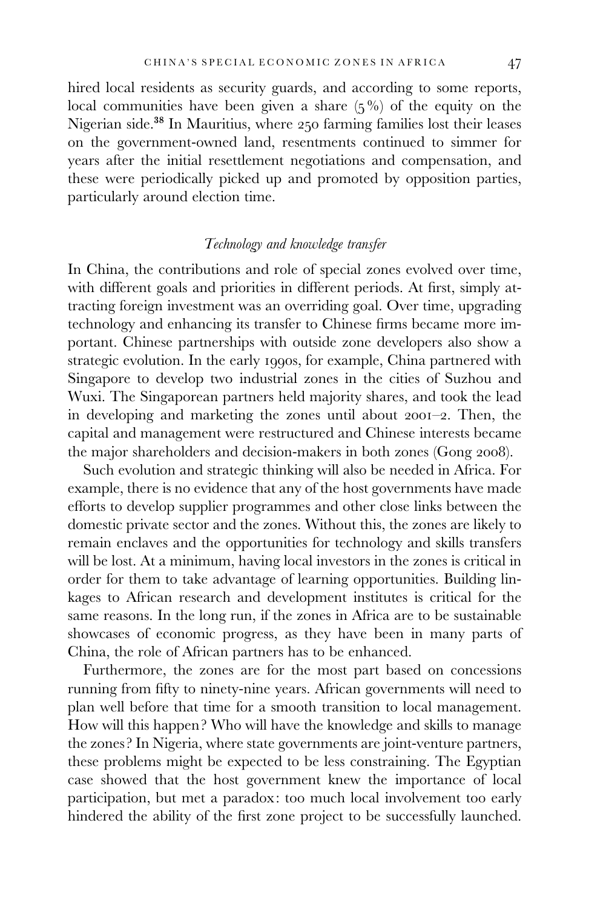hired local residents as security guards, and according to some reports, local communities have been given a share (5%) of the equity on the Nigerian side.[38] In Mauritius, where 250 farming families lost their leases on the government-owned land, resentments continued to simmer for years after the initial resettlement negotiations and compensation, and these were periodically picked up and promoted by opposition parties, particularly around election time.

### *Technology and knowledge transfer*

In China, the contributions and role of special zones evolved over time, with different goals and priorities in different periods. At first, simply attracting foreign investment was an overriding goal. Over time, upgrading technology and enhancing its transfer to Chinese firms became more important. Chinese partnerships with outside zone developers also show a strategic evolution. In the early 1990s, for example, China partnered with Singapore to develop two industrial zones in the cities of Suzhou and Wuxi. The Singaporean partners held majority shares, and took the lead in developing and marketing the zones until about 2001–2. Then, the capital and management were restructured and Chinese interests became the major shareholders and decision-makers in both zones (Gong 2008).

Such evolution and strategic thinking will also be needed in Africa. For example, there is no evidence that any of the host governments have made efforts to develop supplier programmes and other close links between the domestic private sector and the zones. Without this, the zones are likely to remain enclaves and the opportunities for technology and skills transfers will be lost. At a minimum, having local investors in the zones is critical in order for them to take advantage of learning opportunities. Building linkages to African research and development institutes is critical for the same reasons. In the long run, if the zones in Africa are to be sustainable showcases of economic progress, as they have been in many parts of China, the role of African partners has to be enhanced.

Furthermore, the zones are for the most part based on concessions running from fifty to ninety-nine years. African governments will need to plan well before that time for a smooth transition to local management. How will this happen? Who will have the knowledge and skills to manage the zones? In Nigeria, where state governments are joint-venture partners, these problems might be expected to be less constraining. The Egyptian case showed that the host government knew the importance of local participation, but met a paradox: too much local involvement too early hindered the ability of the first zone project to be successfully launched.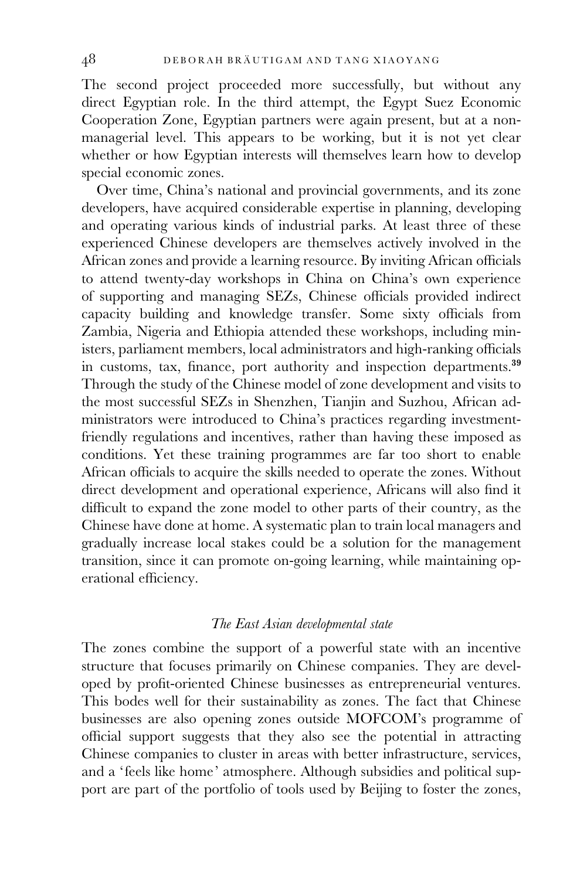The second project proceeded more successfully, but without any direct Egyptian role. In the third attempt, the Egypt Suez Economic Cooperation Zone, Egyptian partners were again present, but at a non-managerial level. This appears to be working, but it is not yet clear whether or how Egyptian interests will themselves learn how to develop special economic zones.

Over time, China's national and provincial governments, and its zone developers, have acquired considerable expertise in planning, developing and operating various kinds of industrial parks. At least three of these experienced Chinese developers are themselves actively involved in the African zones and provide a learning resource. By inviting African officials to attend twenty-day workshops in China on China's own experience of supporting and managing SEZs, Chinese officials provided indirect capacity building and knowledge transfer. Some sixty officials from Zambia, Nigeria and Ethiopia attended these workshops, including ministers, parliament members, local administrators and high-ranking officials in customs, tax, finance, port authority and inspection departments.[39] Through the study of the Chinese model of zone development and visits to the most successful SEZs in Shenzhen, Tianjin and Suzhou, African administrators were introduced to China's practices regarding investment-friendly regulations and incentives, rather than having these imposed as conditions. Yet these training programmes are far too short to enable African officials to acquire the skills needed to operate the zones. Without direct development and operational experience, Africans will also find it difficult to expand the zone model to other parts of their country, as the Chinese have done at home. A systematic plan to train local managers and gradually increase local stakes could be a solution for the management transition, since it can promote on-going learning, while maintaining operational efficiency.

### *The East Asian developmental state*

The zones combine the support of a powerful state with an incentive structure that focuses primarily on Chinese companies. They are developed by profit-oriented Chinese businesses as entrepreneurial ventures. This bodes well for their sustainability as zones. The fact that Chinese businesses are also opening zones outside MOFCOM's programme of official support suggests that they also see the potential in attracting Chinese companies to cluster in areas with better infrastructure, services, and a 'feels like home' atmosphere. Although subsidies and political support are part of the portfolio of tools used by Beijing to foster the zones,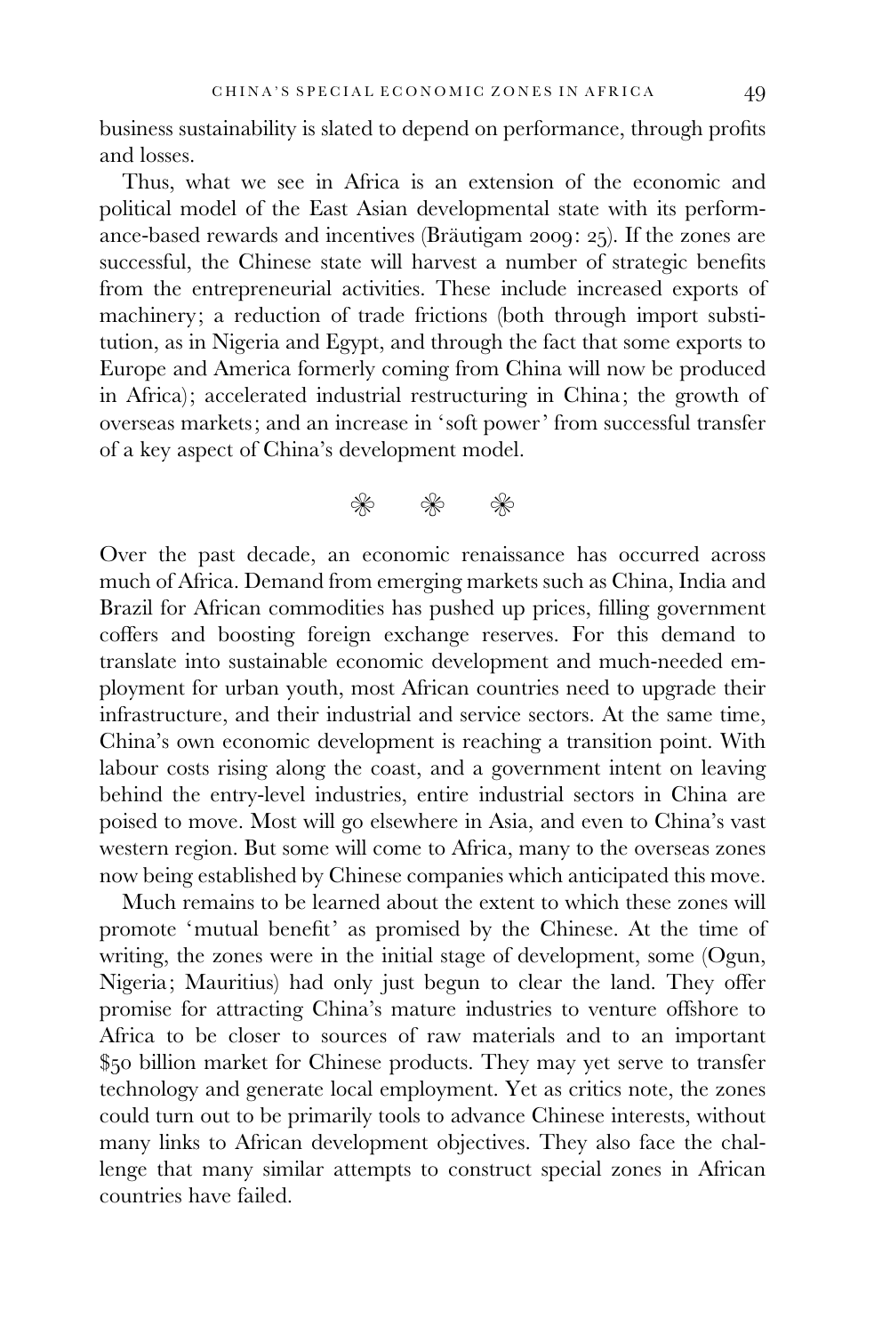business sustainability is slated to depend on performance, through profits and losses.

Thus, what we see in Africa is an extension of the economic and political model of the East Asian developmental state with its performance-based rewards and incentives (Bräutigam 2009: 25). If the zones are successful, the Chinese state will harvest a number of strategic benefits from the entrepreneurial activities. These include increased exports of machinery; a reduction of trade frictions (both through import substitution, as in Nigeria and Egypt, and through the fact that some exports to Europe and America formerly coming from China will now be produced in Africa); accelerated industrial restructuring in China; the growth of overseas markets; and an increase in 'soft power' from successful transfer of a key aspect of China's development model.

❀ ❀ ❀

Over the past decade, an economic renaissance has occurred across much of Africa. Demand from emerging markets such as China, India and Brazil for African commodities has pushed up prices, filling government coffers and boosting foreign exchange reserves. For this demand to translate into sustainable economic development and much-needed employment for urban youth, most African countries need to upgrade their infrastructure, and their industrial and service sectors. At the same time, China's own economic development is reaching a transition point. With labour costs rising along the coast, and a government intent on leaving behind the entry-level industries, entire industrial sectors in China are poised to move. Most will go elsewhere in Asia, and even to China's vast western region. But some will come to Africa, many to the overseas zones now being established by Chinese companies which anticipated this move.

Much remains to be learned about the extent to which these zones will promote 'mutual benefit' as promised by the Chinese. At the time of writing, the zones were in the initial stage of development, some (Ogun, Nigeria; Mauritius) had only just begun to clear the land. They offer promise for attracting China's mature industries to venture offshore to Africa to be closer to sources of raw materials and to an important $50 billion market for Chinese products. They may yet serve to transfer technology and generate local employment. Yet as critics note, the zones could turn out to be primarily tools to advance Chinese interests, without many links to African development objectives. They also face the challenge that many similar attempts to construct special zones in African countries have failed.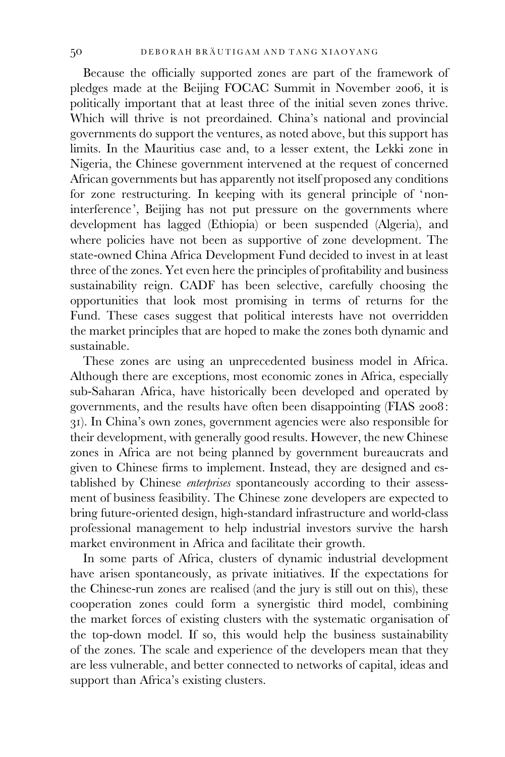Because the officially supported zones are part of the framework of pledges made at the Beijing FOCAC Summit in November 2006, it is politically important that at least three of the initial seven zones thrive. Which will thrive is not preordained. China's national and provincial governments do support the ventures, as noted above, but this support has limits. In the Mauritius case and, to a lesser extent, the Lekki zone in Nigeria, the Chinese government intervened at the request of concerned African governments but has apparently not itself proposed any conditions for zone restructuring. In keeping with its general principle of 'non-interference', Beijing has not put pressure on the governments where development has lagged (Ethiopia) or been suspended (Algeria), and where policies have not been as supportive of zone development. The state-owned China Africa Development Fund decided to invest in at least three of the zones. Yet even here the principles of profitability and business sustainability reign. CADF has been selective, carefully choosing the opportunities that look most promising in terms of returns for the Fund. These cases suggest that political interests have not overridden the market principles that are hoped to make the zones both dynamic and sustainable.

These zones are using an unprecedented business model in Africa. Although there are exceptions, most economic zones in Africa, especially sub-Saharan Africa, have historically been developed and operated by governments, and the results have often been disappointing (FIAS 2008: 31). In China's own zones, government agencies were also responsible for their development, with generally good results. However, the new Chinese zones in Africa are not being planned by government bureaucrats and given to Chinese firms to implement. Instead, they are designed and established by Chinese *enterprises* spontaneously according to their assessment of business feasibility. The Chinese zone developers are expected to bring future-oriented design, high-standard infrastructure and world-class professional management to help industrial investors survive the harsh market environment in Africa and facilitate their growth.

In some parts of Africa, clusters of dynamic industrial development have arisen spontaneously, as private initiatives. If the expectations for the Chinese-run zones are realised (and the jury is still out on this), these cooperation zones could form a synergistic third model, combining the market forces of existing clusters with the systematic organisation of the top-down model. If so, this would help the business sustainability of the zones. The scale and experience of the developers mean that they are less vulnerable, and better connected to networks of capital, ideas and support than Africa's existing clusters.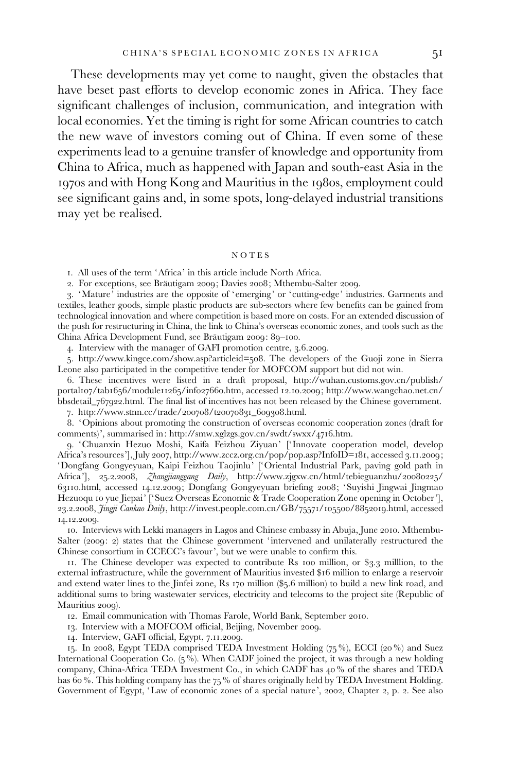These developments may yet come to naught, given the obstacles that have beset past efforts to develop economic zones in Africa. They face significant challenges of inclusion, communication, and integration with local economies. Yet the timing is right for some African countries to catch the new wave of investors coming out of China. If even some of these experiments lead to a genuine transfer of knowledge and opportunity from China to Africa, much as happened with Japan and south-east Asia in the 1970s and with Hong Kong and Mauritius in the 1980s, employment could see significant gains and, in some spots, long-delayed industrial transitions may yet be realised.

## NOTES

1. All uses of the term 'Africa' in this article include North Africa.
2. For exceptions, see Bräutigam 2009; Davies 2008; Mthembu-Salter 2009.
3. 'Mature' industries are the opposite of 'emerging' or 'cutting-edge' industries. Garments and textiles, leather goods, simple plastic products are sub-sectors where few benefits can be gained from technological innovation and where competition is based more on costs. For an extended discussion of the push for restructuring in China, the link to China's overseas economic zones, and tools such as the China Africa Development Fund, see Bräutigam 2009: 89–100.
4. Interview with the manager of GAFI promotion centre, 3.6.2009.
5. http://www.kingce.com/show.asp?articleid=508. The developers of the Guoji zone in Sierra Leone also participated in the competitive tender for MOFCOM support but did not win.
6. These incentives were listed in a draft proposal, http://wuhan.customs.gov.cn/publish/portal107/tab1656/module11265/info027660.htm, accessed 12.10.2009; http://www.wangchao.net.cn/bbsdetail_767922.html. The final list of incentives has not been released by the Chinese government.
7. http://www.stnn.cc/trade/200708/t20070831_609308.html.
8. 'Opinions about promoting the construction of overseas economic cooperation zones (draft for comments)', summarised in: http://smw.xglzgs.gov.cn/swdt/swxx/4716.htm.
9. 'Chuanxin Hezuo Moshi, Kaifa Feizhou Ziyuan' ['Innovate cooperation model, develop Africa's resources'], July 2007, http://www.zccz.org.cn/pop/pop.asp?InfoID=181, accessed 3.11.2009; 'Dongfang Gongyeyuan, Kaipi Feizhou Taojinlu' ['Oriental Industrial Park, paving gold path in Africa'], 25.2.2008, *Zhangjianggang Daily*, http://www.zjgxw.cn/html/tebieguanzhu/20080225/63110.html, accessed 14.12.2009; Dongfang Gongyeyuan briefing 2008; 'Suyishi Jingwai Jingmao Hezuoqu 10 yue Jiepai' ['Suez Overseas Economic & Trade Cooperation Zone opening in October'], 23.2.2008, *Jingji Cankao Daily*, http://invest.people.com.cn/GB/75571/105500/8852019.html, accessed 14.12.2009.
10. Interviews with Lekki managers in Lagos and Chinese embassy in Abuja, June 2010. Mthembu-Salter (2009: 2) states that the Chinese government 'intervened and unilaterally restructured the Chinese consortium in CCECC's favour', but we were unable to confirm this.
11. The Chinese developer was expected to contribute Rs 100 million, or \$3.3 milllion, to the external infrastructure, while the government of Mauritius invested \$16 million to enlarge a reservoir and extend water lines to the Jinfei zone, Rs 170 million (\$5.6 million) to build a new link road, and additional sums to bring wastewater services, electricity and telecoms to the project site (Republic of Mauritius 2009).
12. Email communication with Thomas Farole, World Bank, September 2010.
13. Interview with a MOFCOM official, Beijing, November 2009.
14. Interview, GAFI official, Egypt, 7.11.2009.
15. In 2008, Egypt TEDA comprised TEDA Investment Holding (75 %), ECCI (20 %) and Suez International Cooperation Co. (5 %). When CADF joined the project, it was through a new holding company, China-Africa TEDA Investment Co., in which CADF has 40 % of the shares and TEDA has 60 %. This holding company has the 75 % of shares originally held by TEDA Investment Holding. Government of Egypt, 'Law of economic zones of a special nature', 2002, Chapter 2, p. 2. See also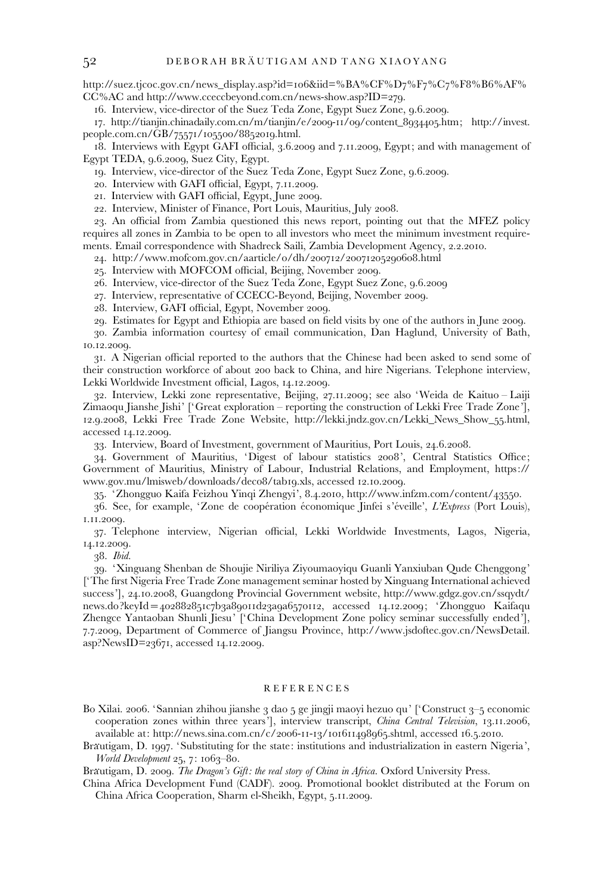http://suez.tjcoc.gov.cn/news_display.asp?id=106&iid=%BA%CF%D7%F7%C7%F8%B6%AF%CC%AC and http://www.cceccbeyond.com.cn/news-show.asp?ID=279.

16. Interview, vice-director of the Suez Teda Zone, Egypt Suez Zone, 9.6.2009.

17. http://tianjin.chinadaily.com.cn/m/tianjin/e/2009-11/09/content_8934405.htm; http://invest.people.com.cn/GB/75571/105500/8852019.html.

18. Interviews with Egypt GAFI official, 3.6.2009 and 7.11.2009, Egypt; and with management of Egypt TEDA, 9.6.2009, Suez City, Egypt.

19. Interview, vice-director of the Suez Teda Zone, Egypt Suez Zone, 9.6.2009.

20. Interview with GAFI official, Egypt, 7.11.2009.

21. Interview with GAFI official, Egypt, June 2009.

22. Interview, Minister of Finance, Port Louis, Mauritius, July 2008.

23. An official from Zambia questioned this news report, pointing out that the MFEZ policy requires all zones in Zambia to be open to all investors who meet the minimum investment requirements. Email correspondence with Shadreck Saili, Zambia Development Agency, 2.2.2010.

24. http://www.mofcom.gov.cn/aarticle/o/dh/200712/20071205290608.html

25. Interview with MOFCOM official, Beijing, November 2009.

26. Interview, vice-director of the Suez Teda Zone, Egypt Suez Zone, 9.6.2009

27. Interview, representative of CCECC-Beyond, Beijing, November 2009.

28. Interview, GAFI official, Egypt, November 2009.

29. Estimates for Egypt and Ethiopia are based on field visits by one of the authors in June 2009.

30. Zambia information courtesy of email communication, Dan Haglund, University of Bath, 10.12.2009.

31. A Nigerian official reported to the authors that the Chinese had been asked to send some of their construction workforce of about 200 back to China, and hire Nigerians. Telephone interview, Lekki Worldwide Investment official, Lagos, 14.12.2009.

32. Interview, Lekki zone representative, Beijing, 27.11.2009; see also 'Weida de Kaituo – Laiji Zimaoqu Jianshe Jishi' ['Great exploration – reporting the construction of Lekki Free Trade Zone'], 12.9.2008, Lekki Free Trade Zone Website, http://lekki.jndz.gov.cn/Lekki_News_Show_55.html, accessed 14.12.2009.

33. Interview, Board of Investment, government of Mauritius, Port Louis, 24.6.2008.

34. Government of Mauritius, 'Digest of labour statistics 2008'. Central Statistics Office; Government of Mauritius, Ministry of Labour, Industrial Relations, and Employment, https://www.gov.mu/lmisweb/downloads/dec08/tab19.xls, accessed 12.10.2009.

35. 'Zhongguo Kaifa Feizhou Yinqi Zhengyi', 8.4.2010, http://www.infzm.com/content/43550.

36. See, for example, 'Zone de coopération économique Jinfei s'éveille', *L'Express* (Port Louis), 1.11.2009.

37. Telephone interview, Nigerian official, Lekki Worldwide Investments, Lagos, Nigeria, 14.12.2009.

38. *Ibid.*

39. 'Xinguang Shenban de Shoujie Niriliya Ziyoumaoyiqu Guanli Yanxiuban Qude Chenggong' ['The first Nigeria Free Trade Zone management seminar hosted by Xinguang International achieved success'], 24.10.2008, Guangdong Provincial Government website, http://www.gdgz.gov.cn/ssqydt/news.do?keyId=402882851c7b3a89011d23a9a6570112, accessed 14.12.2009; 'Zhongguo Kaifaqu Zhengce Yantaoban Shunli Jiesu' ['China Development Zone policy seminar successfully ended'], 7.7.2009, Department of Commerce of Jiangsu Province, http://www.jsdoftec.gov.cn/NewsDetail.asp?NewsID=23671, accessed 14.12.2009.

## REFERENCES

Bo Xilai. 2006. 'Sannian zhihou jianshe 3 dao 5 ge jingji maoyi hezuo qu' ['Construct 3–5 economic cooperation zones within three years'], interview transcript, *China Central Television*, 13.11.2006, available at: http://news.sina.com.cn/c/2006-11-13/101611498965.shtml, accessed 16.5.2010.

Bräutigam, D. 1997. 'Substituting for the state: institutions and industrialization in eastern Nigeria', *World Development* 25, 7: 1063–80.

Bräutigam, D. 2009. *The Dragon's Gift: the real story of China in Africa*. Oxford University Press.

China Africa Development Fund (CADF). 2009. Promotional booklet distributed at the Forum on China Africa Cooperation, Sharm el-Sheikh, Egypt, 5.11.2009.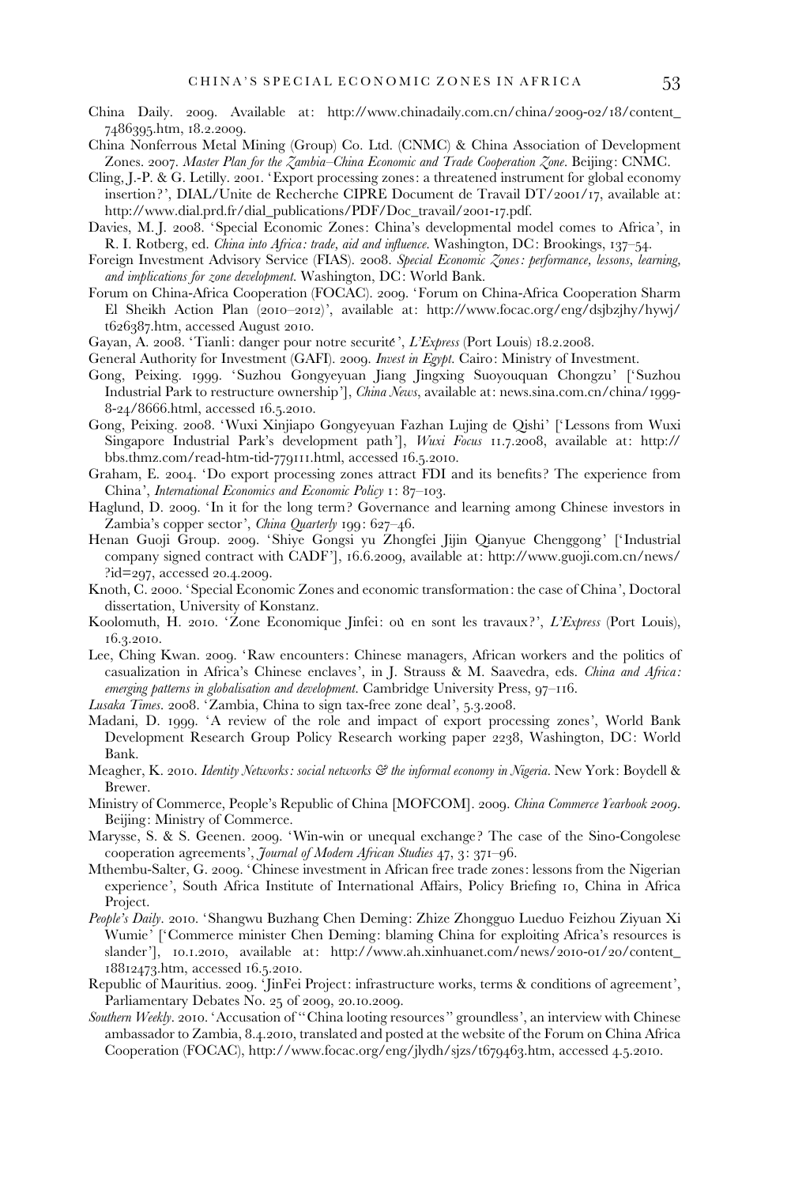China Daily. 2009. Available at: http://www.chinadaily.com.cn/china/2009-02/18/content_7486395.htm, 18.2.2009.

China Nonferrous Metal Mining (Group) Co. Ltd. (CNMC) & China Association of Development Zones. 2007. *Master Plan for the Zambia–China Economic and Trade Cooperation Zone*. Beijing: CNMC.

Cling, J.-P. & G. Letilly. 2001. 'Export processing zones: a threatened instrument for global economy insertion?', DIAL/Unite de Recherche CIPRE Document de Travail DT/2001/17, available at: http://www.dial.prd.fr/dial_publications/PDF/Doc_travail/2001-17.pdf.

Davies, M. J. 2008. 'Special Economic Zones: China's developmental model comes to Africa', in R. I. Rotberg, ed. *China into Africa: trade, aid and influence*. Washington, DC: Brookings, 137–54.

Foreign Investment Advisory Service (FIAS). 2008. *Special Economic Zones: performance, lessons, learning, and implications for zone development*. Washington, DC: World Bank.

Forum on China-Africa Cooperation (FOCAC). 2009. 'Forum on China-Africa Cooperation Sharm El Sheikh Action Plan (2010–2012)', available at: http://www.focac.org/eng/dsjbzjhy/hywj/t626387.htm, accessed August 2010.

Gayan, A. 2008. 'Tianli: danger pour notre securité', *L'Express* (Port Louis) 18.2.2008.

General Authority for Investment (GAFI). 2009. *Invest in Egypt*. Cairo: Ministry of Investment.

Gong, Peixing. 1999. 'Suzhou Gongyeyuan Jiang Jingxing Suoyouquan Chongzu' ['Suzhou Industrial Park to restructure ownership'], *China News*, available at: news.sina.com.cn/china/1999-8-24/8666.html, accessed 16.5.2010.

Gong, Peixing. 2008. 'Wuxi Xinjiapo Gongyeyuan Fazhan Lujing de Qishi' ['Lessons from Wuxi Singapore Industrial Park's development path'], *Wuxi Focus* 11.7.2008, available at: http://bbs.thmz.com/read-htm-tid-779111.html, accessed 16.5.2010.

Graham, E. 2004. 'Do export processing zones attract FDI and its benefits? The experience from China', *International Economics and Economic Policy* 1: 87–103.

Haglund, D. 2009. 'In it for the long term? Governance and learning among Chinese investors in Zambia's copper sector', *China Quarterly* 199: 627–46.

Henan Guoji Group. 2009. 'Shiye Gongsi yu Zhongfei Jijin Qianyue Chenggong' ['Industrial company signed contract with CADF'], 16.6.2009, available at: http://www.guoji.com.cn/news/?id=297, accessed 20.4.2009.

Knoth, C. 2000. 'Special Economic Zones and economic transformation: the case of China', Doctoral dissertation, University of Konstanz.

Koolomuth, H. 2010. 'Zone Economique Jinfei: où en sont les travaux?', *L'Express* (Port Louis), 16.3.2010.

Lee, Ching Kwan. 2009. 'Raw encounters: Chinese managers, African workers and the politics of casualization in Africa's Chinese enclaves', in J. Strauss & M. Saavedra, eds. *China and Africa: emerging patterns in globalisation and development*. Cambridge University Press, 97–116.

*Lusaka Times*. 2008. 'Zambia, China to sign tax-free zone deal', 5.3.2008.

Madani, D. 1999. 'A review of the role and impact of export processing zones', World Bank Development Research Group Policy Research working paper 2238, Washington, DC: World Bank.

Meagher, K. 2010. *Identity Networks: social networks & the informal economy in Nigeria*. New York: Boydell & Brewer.

Ministry of Commerce, People's Republic of China [MOFCOM]. 2009. *China Commerce Yearbook 2009*. Beijing: Ministry of Commerce.

Marysse, S. & S. Geenen. 2009. 'Win-win or unequal exchange? The case of the Sino-Congolese cooperation agreements', *Journal of Modern African Studies* 47, 3: 371–96.

Mthembu-Salter, G. 2009. 'Chinese investment in African free trade zones: lessons from the Nigerian experience', South Africa Institute of International Affairs, Policy Briefing 10, China in Africa Project.

*People's Daily*. 2010. 'Shangwu Buzhang Chen Deming: Zhize Zhongguo Lueduo Feizhou Ziyuan Xi Wumie' ['Commerce minister Chen Deming: blaming China for exploiting Africa's resources is slander'], 10.1.2010, available at: http://www.ah.xinhuanet.com/news/2010-01/20/content_18812473.htm, accessed 16.5.2010.

Republic of Mauritius. 2009. 'JinFei Project: infrastructure works, terms & conditions of agreement', Parliamentary Debates No. 25 of 2009, 20.10.2009.

*Southern Weekly*. 2010. 'Accusation of "China looting resources" groundless', an interview with Chinese ambassador to Zambia, 8.4.2010, translated and posted at the website of the Forum on China Africa Cooperation (FOCAC), http://www.focac.org/eng/jlydh/sjzs/t679463.htm, accessed 4.5.2010.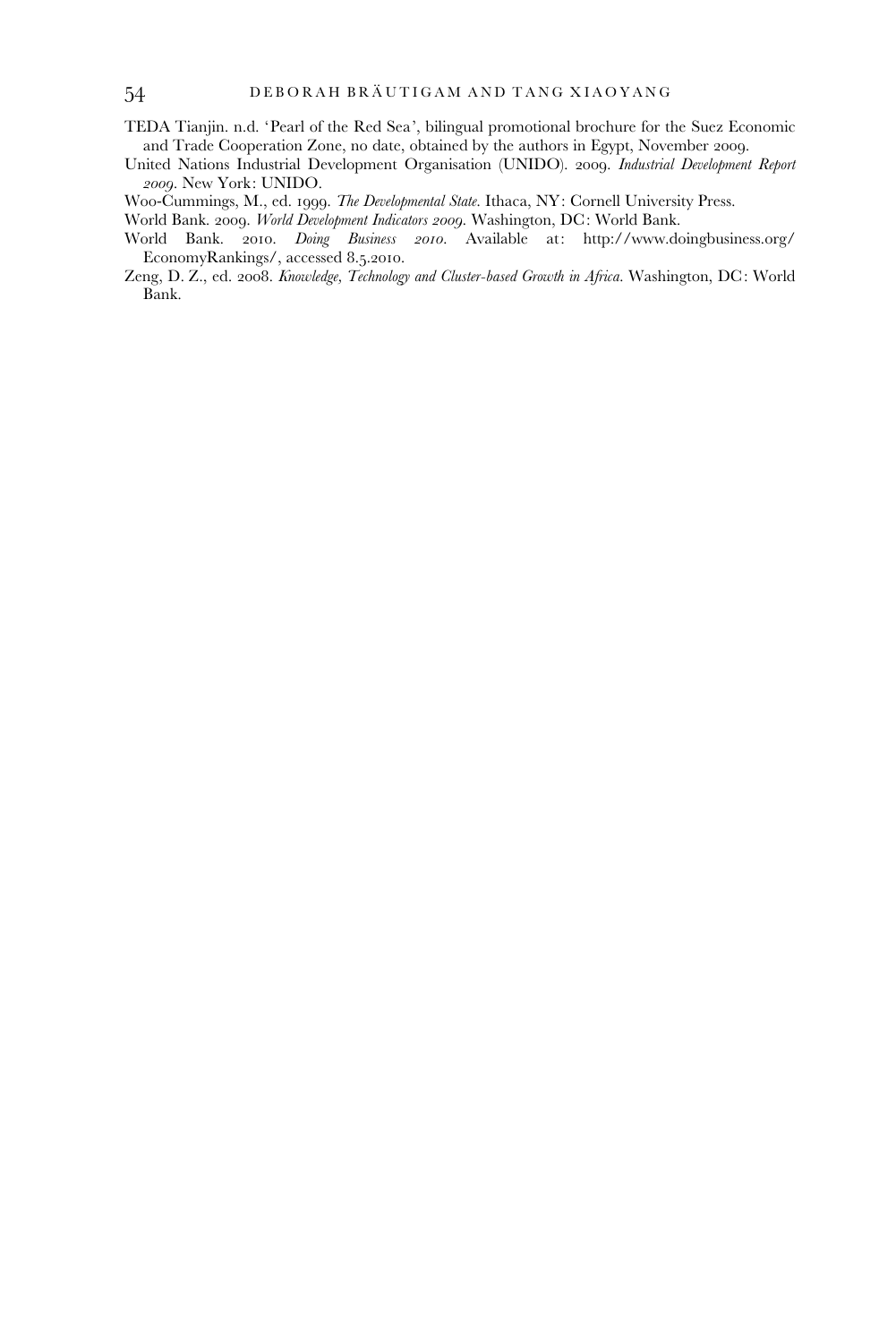TEDA Tianjin. n.d. 'Pearl of the Red Sea', bilingual promotional brochure for the Suez Economic and Trade Cooperation Zone, no date, obtained by the authors in Egypt, November 2009.

United Nations Industrial Development Organisation (UNIDO). 2009. *Industrial Development Report 2009*. New York: UNIDO.

Woo-Cummings, M., ed. 1999. *The Developmental State*. Ithaca, NY: Cornell University Press.

World Bank. 2009. *World Development Indicators 2009*. Washington, DC: World Bank.

World Bank. 2010. *Doing Business 2010*. Available at: http://www.doingbusiness.org/EconomyRankings/, accessed 8.5.2010.

Zeng, D. Z., ed. 2008. *Knowledge, Technology and Cluster-based Growth in Africa*. Washington, DC: World Bank.